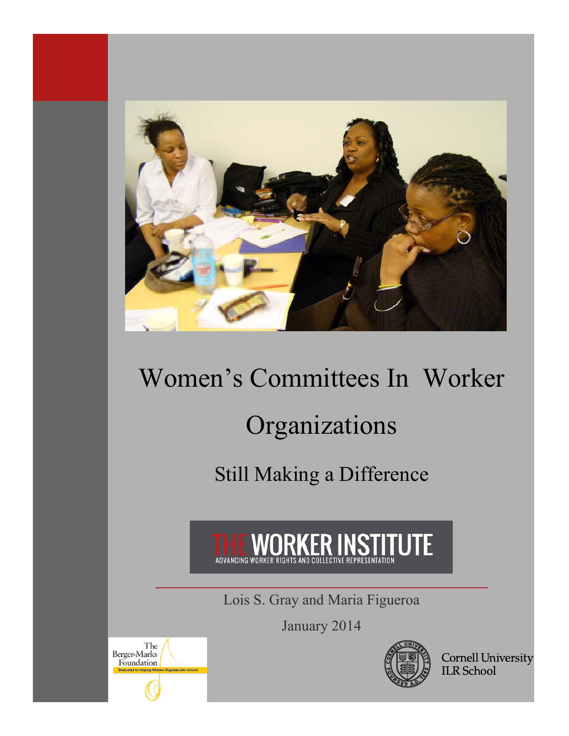# Women's Committees In Worker Organizations

## Still Making a Difference

THE WORKER INSTITUTE

ADVANCING WORKER RIGHTS AND COLLECTIVE REPRESENTATION

Lois S. Gray and Maria Figueroa

January 2014

The Berger-Marks Foundation

Dedicated to Helping Women Organize into Unions

Cornell University ILR School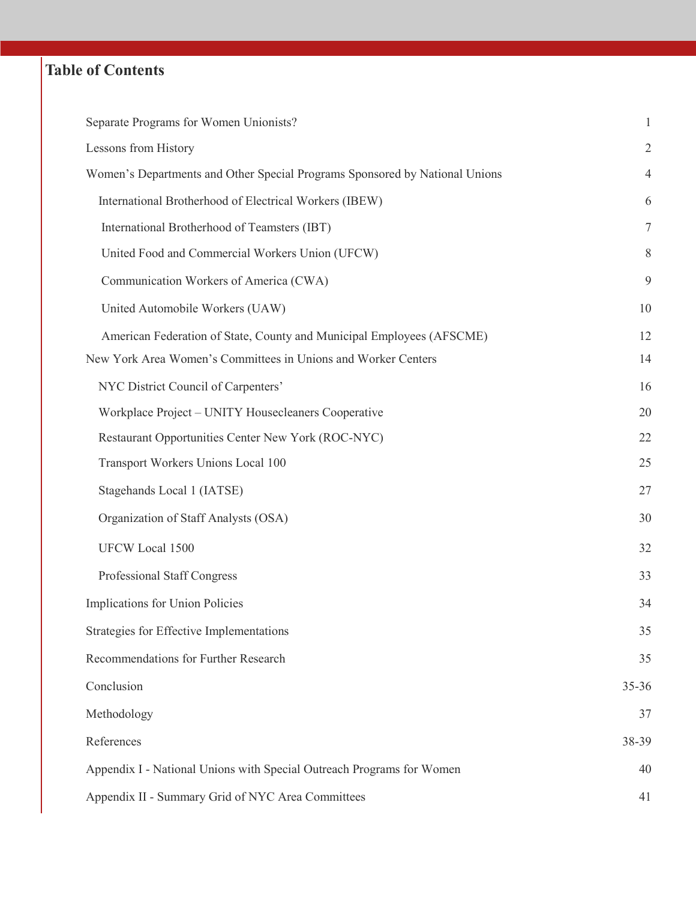## Table of Contents

| | |
|---|---|
| Separate Programs for Women Unionists? | 1 |
| Lessons from History | 2 |
| Women's Departments and Other Special Programs Sponsored by National Unions | 4 |
| International Brotherhood of Electrical Workers (IBEW) | 6 |
| International Brotherhood of Teamsters (IBT) | 7 |
| United Food and Commercial Workers Union (UFCW) | 8 |
| Communication Workers of America (CWA) | 9 |
| United Automobile Workers (UAW) | 10 |
| American Federation of State, County and Municipal Employees (AFSCME) | 12 |
| New York Area Women's Committees in Unions and Worker Centers | 14 |
| NYC District Council of Carpenters' | 16 |
| Workplace Project – UNITY Housecleaners Cooperative | 20 |
| Restaurant Opportunities Center New York (ROC-NYC) | 22 |
| Transport Workers Unions Local 100 | 25 |
| Stagehands Local 1 (IATSE) | 27 |
| Organization of Staff Analysts (OSA) | 30 |
| UFCW Local 1500 | 32 |
| Professional Staff Congress | 33 |
| Implications for Union Policies | 34 |
| Strategies for Effective Implementations | 35 |
| Recommendations for Further Research | 35 |
| Conclusion | 35-36 |
| Methodology | 37 |
| References | 38-39 |
| Appendix I - National Unions with Special Outreach Programs for Women | 40 |
| Appendix II - Summary Grid of NYC Area Committees | 41 |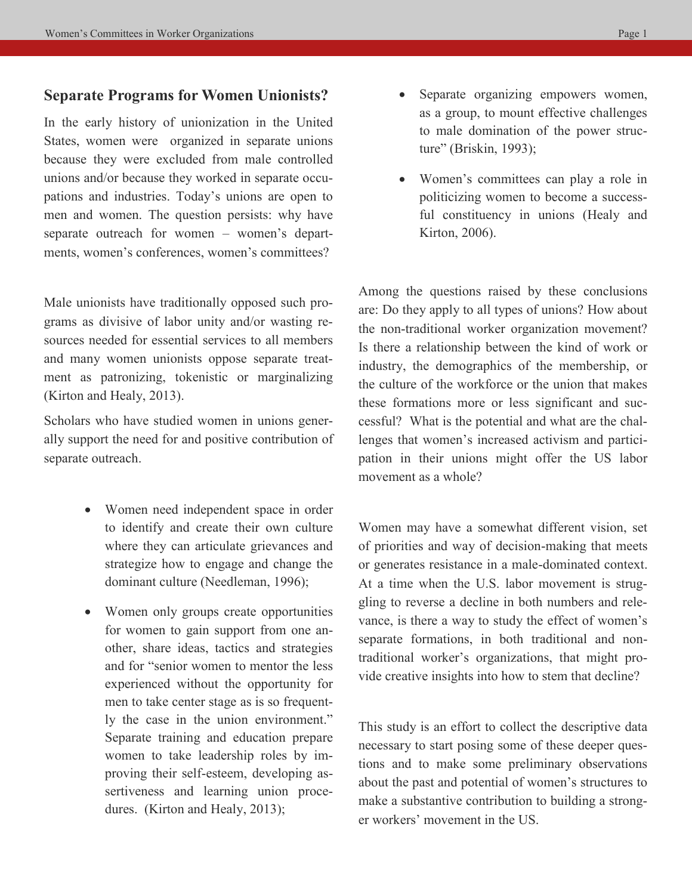## Separate Programs for Women Unionists?

In the early history of unionization in the United States, women were organized in separate unions because they were excluded from male controlled unions and/or because they worked in separate occupations and industries. Today's unions are open to men and women. The question persists: why have separate outreach for women – women's departments, women's conferences, women's committees?

Male unionists have traditionally opposed such programs as divisive of labor unity and/or wasting resources needed for essential services to all members and many women unionists oppose separate treatment as patronizing, tokenistic or marginalizing (Kirton and Healy, 2013).

Scholars who have studied women in unions generally support the need for and positive contribution of separate outreach.

- Women need independent space in order to identify and create their own culture where they can articulate grievances and strategize how to engage and change the dominant culture (Needleman, 1996);
- Women only groups create opportunities for women to gain support from one another, share ideas, tactics and strategies and for "senior women to mentor the less experienced without the opportunity for men to take center stage as is so frequently the case in the union environment." Separate training and education prepare women to take leadership roles by improving their self-esteem, developing assertiveness and learning union procedures. (Kirton and Healy, 2013);
- Separate organizing empowers women, as a group, to mount effective challenges to male domination of the power structure" (Briskin, 1993);
- Women's committees can play a role in politicizing women to become a successful constituency in unions (Healy and Kirton, 2006).

Among the questions raised by these conclusions are: Do they apply to all types of unions? How about the non-traditional worker organization movement? Is there a relationship between the kind of work or industry, the demographics of the membership, or the culture of the workforce or the union that makes these formations more or less significant and successful? What is the potential and what are the challenges that women's increased activism and participation in their unions might offer the US labor movement as a whole?

Women may have a somewhat different vision, set of priorities and way of decision-making that meets or generates resistance in a male-dominated context. At a time when the U.S. labor movement is struggling to reverse a decline in both numbers and relevance, is there a way to study the effect of women's separate formations, in both traditional and non-traditional worker's organizations, that might provide creative insights into how to stem that decline?

This study is an effort to collect the descriptive data necessary to start posing some of these deeper questions and to make some preliminary observations about the past and potential of women's structures to make a substantive contribution to building a stronger workers' movement in the US.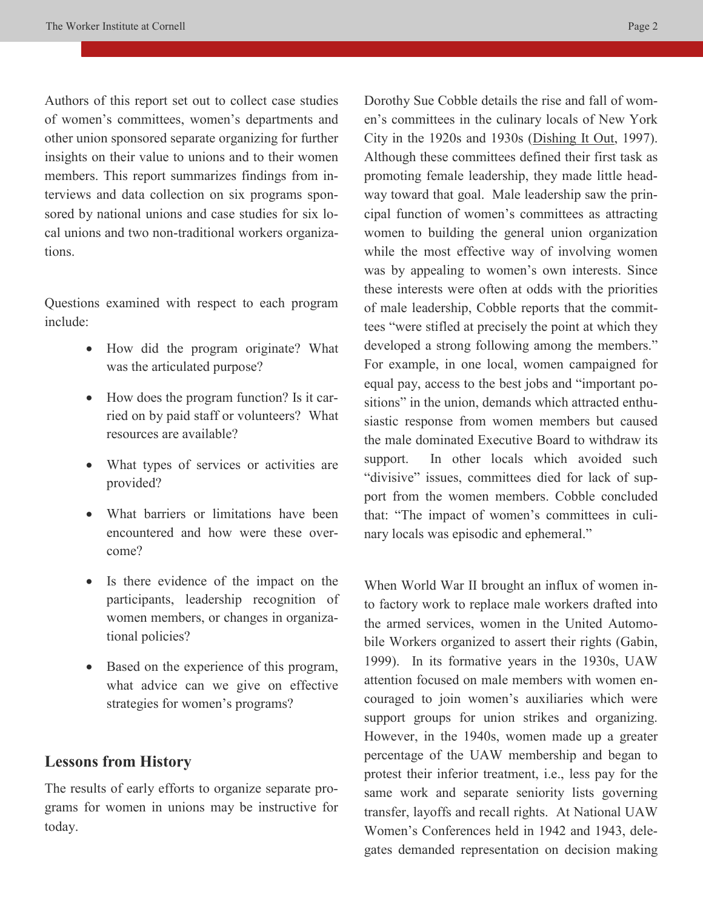Authors of this report set out to collect case studies of women's committees, women's departments and other union sponsored separate organizing for further insights on their value to unions and to their women members. This report summarizes findings from interviews and data collection on six programs sponsored by national unions and case studies for six local unions and two non-traditional workers organizations.

Questions examined with respect to each program include:

- How did the program originate? What was the articulated purpose?
- How does the program function? Is it carried on by paid staff or volunteers? What resources are available?
- What types of services or activities are provided?
- What barriers or limitations have been encountered and how were these overcome?
- Is there evidence of the impact on the participants, leadership recognition of women members, or changes in organizational policies?
- Based on the experience of this program, what advice can we give on effective strategies for women's programs?

## Lessons from History

The results of early efforts to organize separate programs for women in unions may be instructive for today.

Dorothy Sue Cobble details the rise and fall of women's committees in the culinary locals of New York City in the 1920s and 1930s (Dishing It Out, 1997). Although these committees defined their first task as promoting female leadership, they made little headway toward that goal. Male leadership saw the principal function of women's committees as attracting women to building the general union organization while the most effective way of involving women was by appealing to women's own interests. Since these interests were often at odds with the priorities of male leadership, Cobble reports that the committees "were stifled at precisely the point at which they developed a strong following among the members." For example, in one local, women campaigned for equal pay, access to the best jobs and "important positions" in the union, demands which attracted enthusiastic response from women members but caused the male dominated Executive Board to withdraw its support. In other locals which avoided such "divisive" issues, committees died for lack of support from the women members. Cobble concluded that: "The impact of women's committees in culinary locals was episodic and ephemeral."

When World War II brought an influx of women into factory work to replace male workers drafted into the armed services, women in the United Automobile Workers organized to assert their rights (Gabin, 1999). In its formative years in the 1930s, UAW attention focused on male members with women encouraged to join women's auxiliaries which were support groups for union strikes and organizing. However, in the 1940s, women made up a greater percentage of the UAW membership and began to protest their inferior treatment, i.e., less pay for the same work and separate seniority lists governing transfer, layoffs and recall rights. At National UAW Women's Conferences held in 1942 and 1943, delegates demanded representation on decision making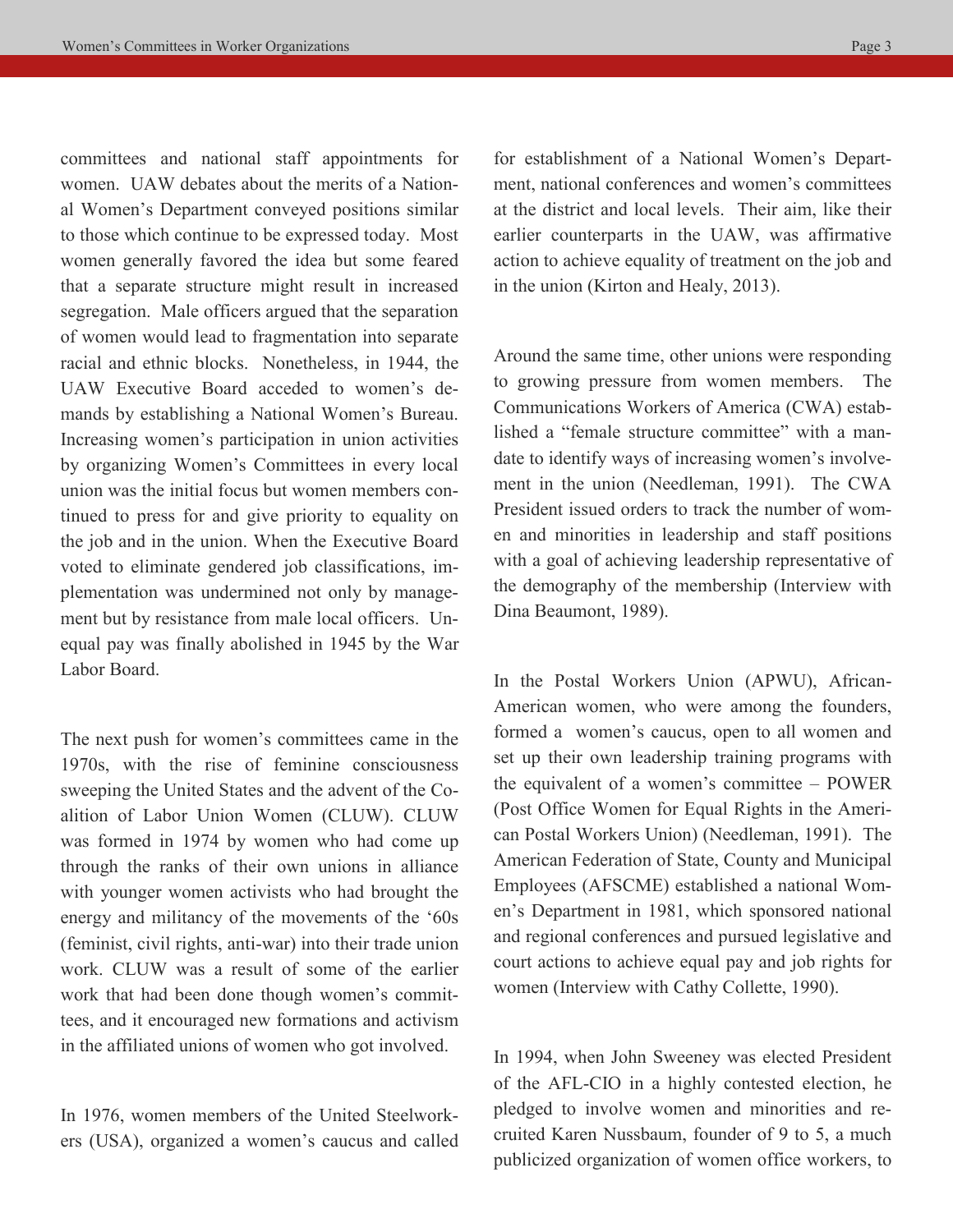committees and national staff appointments for women. UAW debates about the merits of a National Women's Department conveyed positions similar to those which continue to be expressed today. Most women generally favored the idea but some feared that a separate structure might result in increased segregation. Male officers argued that the separation of women would lead to fragmentation into separate racial and ethnic blocks. Nonetheless, in 1944, the UAW Executive Board acceded to women's demands by establishing a National Women's Bureau. Increasing women's participation in union activities by organizing Women's Committees in every local union was the initial focus but women members continued to press for and give priority to equality on the job and in the union. When the Executive Board voted to eliminate gendered job classifications, implementation was undermined not only by management but by resistance from male local officers. Unequal pay was finally abolished in 1945 by the War Labor Board.

The next push for women's committees came in the 1970s, with the rise of feminine consciousness sweeping the United States and the advent of the Coalition of Labor Union Women (CLUW). CLUW was formed in 1974 by women who had come up through the ranks of their own unions in alliance with younger women activists who had brought the energy and militancy of the movements of the '60s (feminist, civil rights, anti-war) into their trade union work. CLUW was a result of some of the earlier work that had been done though women's committees, and it encouraged new formations and activism in the affiliated unions of women who got involved.

In 1976, women members of the United Steelworkers (USA), organized a women's caucus and called for establishment of a National Women's Department, national conferences and women's committees at the district and local levels. Their aim, like their earlier counterparts in the UAW, was affirmative action to achieve equality of treatment on the job and in the union (Kirton and Healy, 2013).

Around the same time, other unions were responding to growing pressure from women members. The Communications Workers of America (CWA) established a "female structure committee" with a mandate to identify ways of increasing women's involvement in the union (Needleman, 1991). The CWA President issued orders to track the number of women and minorities in leadership and staff positions with a goal of achieving leadership representative of the demography of the membership (Interview with Dina Beaumont, 1989).

In the Postal Workers Union (APWU), African-American women, who were among the founders, formed a women's caucus, open to all women and set up their own leadership training programs with the equivalent of a women's committee – POWER (Post Office Women for Equal Rights in the American Postal Workers Union) (Needleman, 1991). The American Federation of State, County and Municipal Employees (AFSCME) established a national Women's Department in 1981, which sponsored national and regional conferences and pursued legislative and court actions to achieve equal pay and job rights for women (Interview with Cathy Collette, 1990).

In 1994, when John Sweeney was elected President of the AFL-CIO in a highly contested election, he pledged to involve women and minorities and recruited Karen Nussbaum, founder of 9 to 5, a much publicized organization of women office workers, to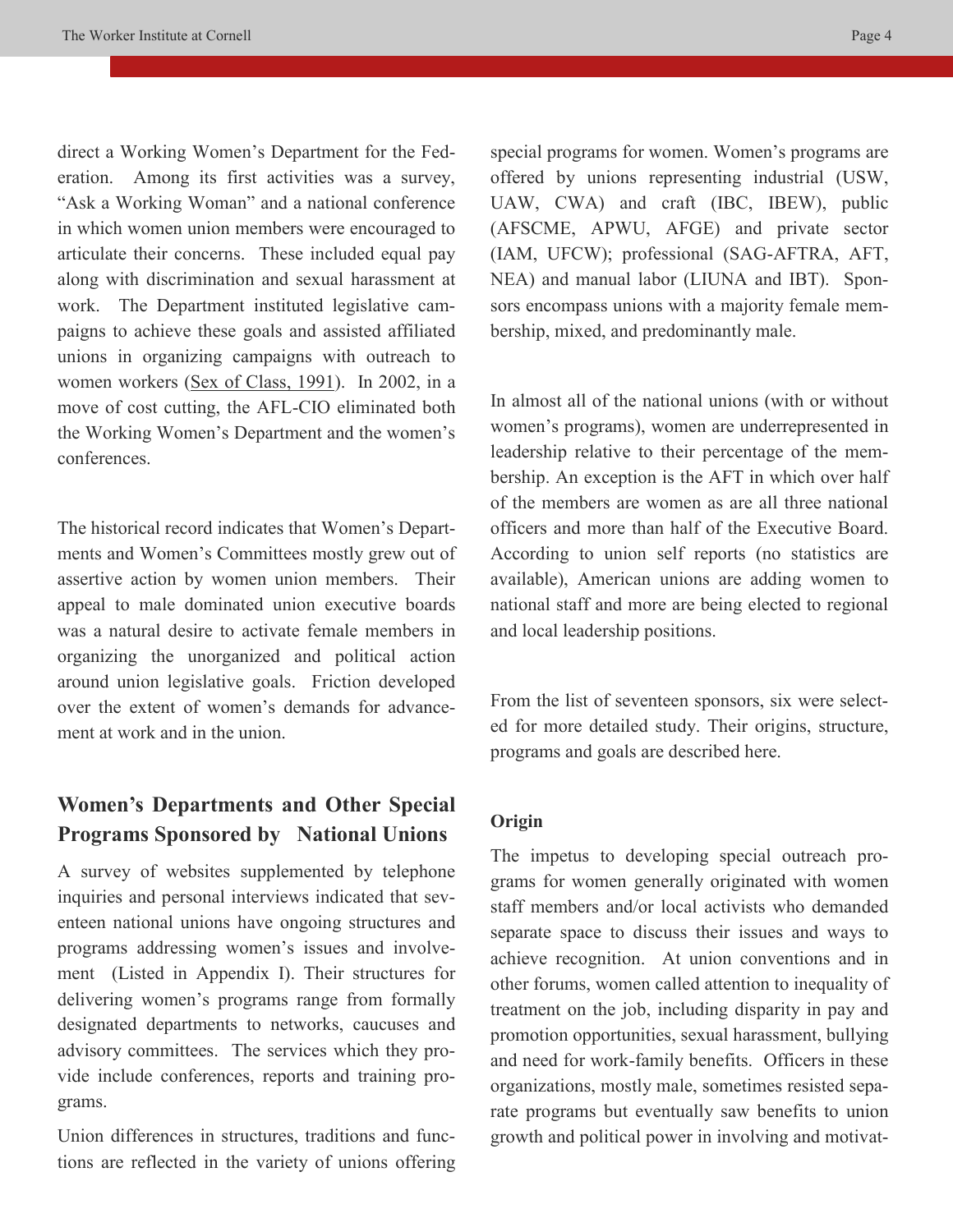direct a Working Women's Department for the Federation. Among its first activities was a survey, "Ask a Working Woman" and a national conference in which women union members were encouraged to articulate their concerns. These included equal pay along with discrimination and sexual harassment at work. The Department instituted legislative campaigns to achieve these goals and assisted affiliated unions in organizing campaigns with outreach to women workers (Sex of Class, 1991). In 2002, in a move of cost cutting, the AFL-CIO eliminated both the Working Women's Department and the women's conferences.

The historical record indicates that Women's Departments and Women's Committees mostly grew out of assertive action by women union members. Their appeal to male dominated union executive boards was a natural desire to activate female members in organizing the unorganized and political action around union legislative goals. Friction developed over the extent of women's demands for advancement at work and in the union.

## Women's Departments and Other Special Programs Sponsored by National Unions

A survey of websites supplemented by telephone inquiries and personal interviews indicated that seventeen national unions have ongoing structures and programs addressing women's issues and involvement (Listed in Appendix I). Their structures for delivering women's programs range from formally designated departments to networks, caucuses and advisory committees. The services which they provide include conferences, reports and training programs.

Union differences in structures, traditions and functions are reflected in the variety of unions offering special programs for women. Women's programs are offered by unions representing industrial (USW, UAW, CWA) and craft (IBC, IBEW), public (AFSCME, APWU, AFGE) and private sector (IAM, UFCW); professional (SAG-AFTRA, AFT, NEA) and manual labor (LIUNA and IBT). Sponsors encompass unions with a majority female membership, mixed, and predominantly male.

In almost all of the national unions (with or without women's programs), women are underrepresented in leadership relative to their percentage of the membership. An exception is the AFT in which over half of the members are women as are all three national officers and more than half of the Executive Board. According to union self reports (no statistics are available), American unions are adding women to national staff and more are being elected to regional and local leadership positions.

From the list of seventeen sponsors, six were selected for more detailed study. Their origins, structure, programs and goals are described here.

### Origin

The impetus to developing special outreach programs for women generally originated with women staff members and/or local activists who demanded separate space to discuss their issues and ways to achieve recognition. At union conventions and in other forums, women called attention to inequality of treatment on the job, including disparity in pay and promotion opportunities, sexual harassment, bullying and need for work-family benefits. Officers in these organizations, mostly male, sometimes resisted separate programs but eventually saw benefits to union growth and political power in involving and motivat-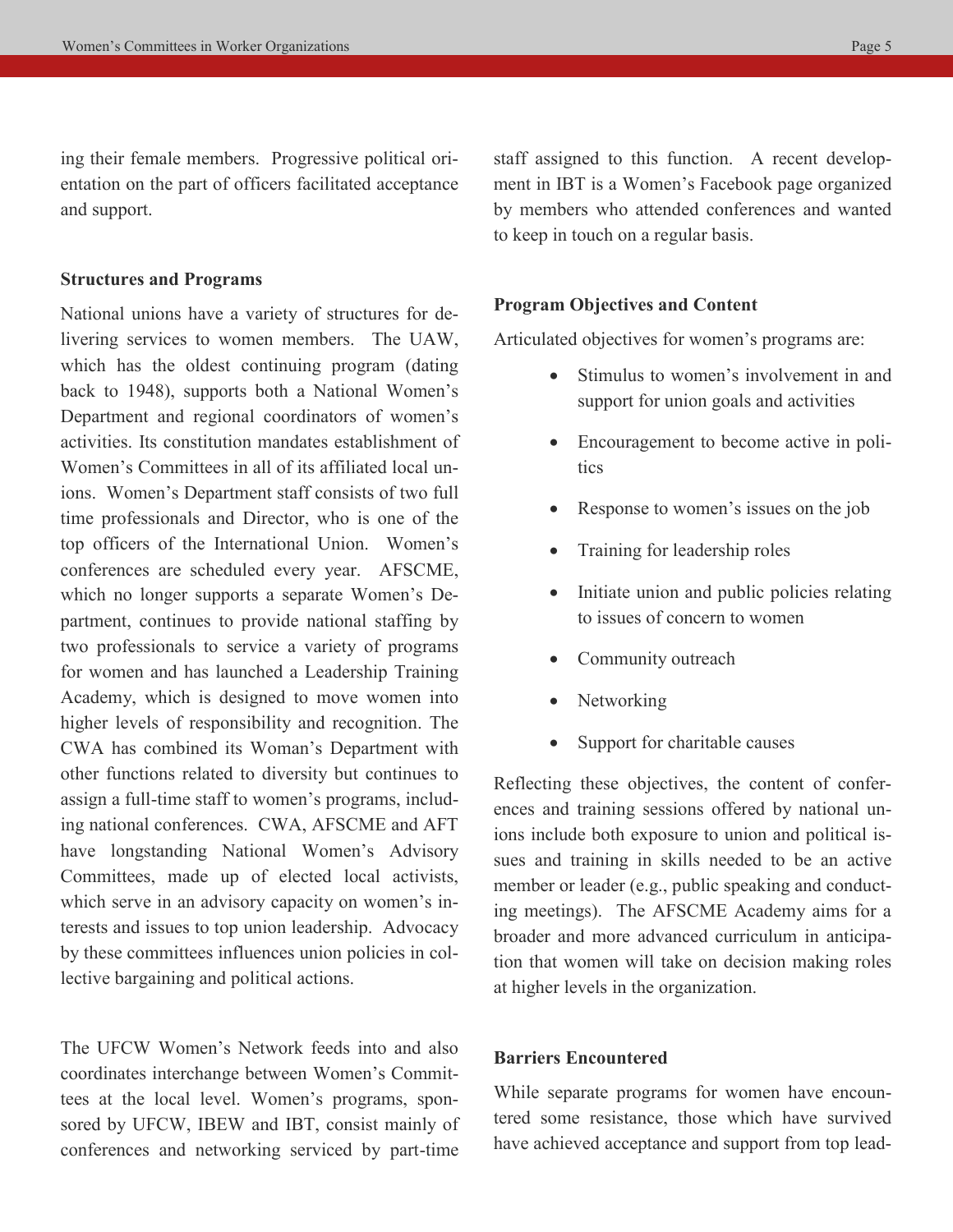ing their female members. Progressive political orientation on the part of officers facilitated acceptance and support.

**Structures and Programs**

National unions have a variety of structures for delivering services to women members. The UAW, which has the oldest continuing program (dating back to 1948), supports both a National Women's Department and regional coordinators of women's activities. Its constitution mandates establishment of Women's Committees in all of its affiliated local unions. Women's Department staff consists of two full time professionals and Director, who is one of the top officers of the International Union. Women's conferences are scheduled every year. AFSCME, which no longer supports a separate Women's Department, continues to provide national staffing by two professionals to service a variety of programs for women and has launched a Leadership Training Academy, which is designed to move women into higher levels of responsibility and recognition. The CWA has combined its Woman's Department with other functions related to diversity but continues to assign a full-time staff to women's programs, including national conferences. CWA, AFSCME and AFT have longstanding National Women's Advisory Committees, made up of elected local activists, which serve in an advisory capacity on women's interests and issues to top union leadership. Advocacy by these committees influences union policies in collective bargaining and political actions.

The UFCW Women's Network feeds into and also coordinates interchange between Women's Committees at the local level. Women's programs, sponsored by UFCW, IBEW and IBT, consist mainly of conferences and networking serviced by part-time staff assigned to this function. A recent development in IBT is a Women's Facebook page organized by members who attended conferences and wanted to keep in touch on a regular basis.

**Program Objectives and Content**

Articulated objectives for women's programs are:

- Stimulus to women's involvement in and support for union goals and activities
- Encouragement to become active in politics
- Response to women's issues on the job
- Training for leadership roles
- Initiate union and public policies relating to issues of concern to women
- Community outreach
- Networking
- Support for charitable causes

Reflecting these objectives, the content of conferences and training sessions offered by national unions include both exposure to union and political issues and training in skills needed to be an active member or leader (e.g., public speaking and conducting meetings). The AFSCME Academy aims for a broader and more advanced curriculum in anticipation that women will take on decision making roles at higher levels in the organization.

**Barriers Encountered**

While separate programs for women have encountered some resistance, those which have survived have achieved acceptance and support from top lead-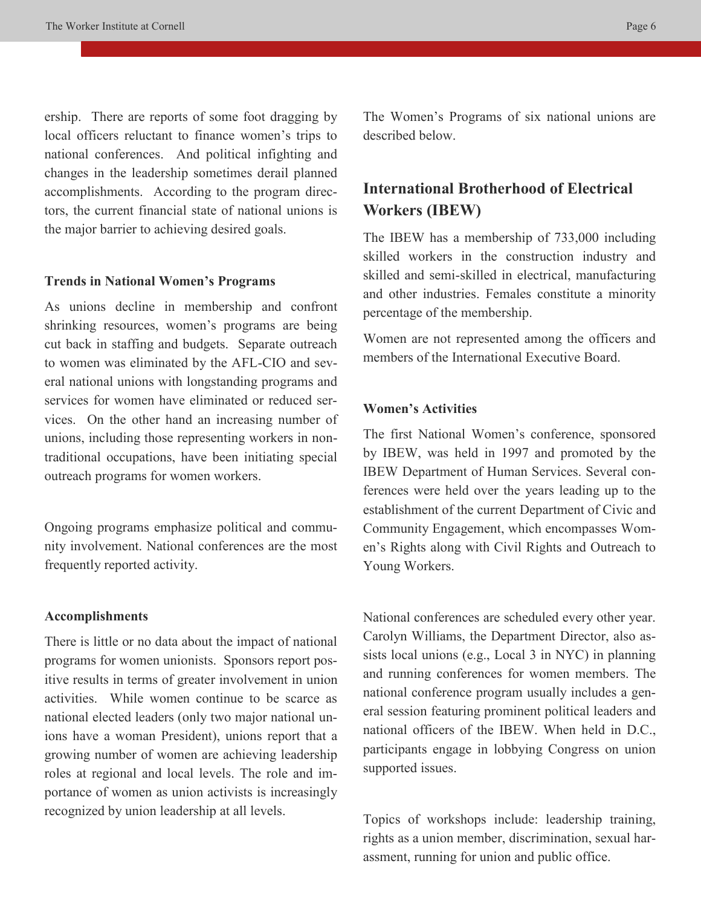ership. There are reports of some foot dragging by local officers reluctant to finance women's trips to national conferences. And political infighting and changes in the leadership sometimes derail planned accomplishments. According to the program directors, the current financial state of national unions is the major barrier to achieving desired goals.

**Trends in National Women's Programs**

As unions decline in membership and confront shrinking resources, women's programs are being cut back in staffing and budgets. Separate outreach to women was eliminated by the AFL-CIO and several national unions with longstanding programs and services for women have eliminated or reduced services. On the other hand an increasing number of unions, including those representing workers in non-traditional occupations, have been initiating special outreach programs for women workers.

Ongoing programs emphasize political and community involvement. National conferences are the most frequently reported activity.

**Accomplishments**

There is little or no data about the impact of national programs for women unionists. Sponsors report positive results in terms of greater involvement in union activities. While women continue to be scarce as national elected leaders (only two major national unions have a woman President), unions report that a growing number of women are achieving leadership roles at regional and local levels. The role and importance of women as union activists is increasingly recognized by union leadership at all levels.

The Women's Programs of six national unions are described below.

## International Brotherhood of Electrical Workers (IBEW)

The IBEW has a membership of 733,000 including skilled workers in the construction industry and skilled and semi-skilled in electrical, manufacturing and other industries. Females constitute a minority percentage of the membership.

Women are not represented among the officers and members of the International Executive Board.

**Women's Activities**

The first National Women's conference, sponsored by IBEW, was held in 1997 and promoted by the IBEW Department of Human Services. Several conferences were held over the years leading up to the establishment of the current Department of Civic and Community Engagement, which encompasses Women's Rights along with Civil Rights and Outreach to Young Workers.

National conferences are scheduled every other year. Carolyn Williams, the Department Director, also assists local unions (e.g., Local 3 in NYC) in planning and running conferences for women members. The national conference program usually includes a general session featuring prominent political leaders and national officers of the IBEW. When held in D.C., participants engage in lobbying Congress on union supported issues.

Topics of workshops include: leadership training, rights as a union member, discrimination, sexual harassment, running for union and public office.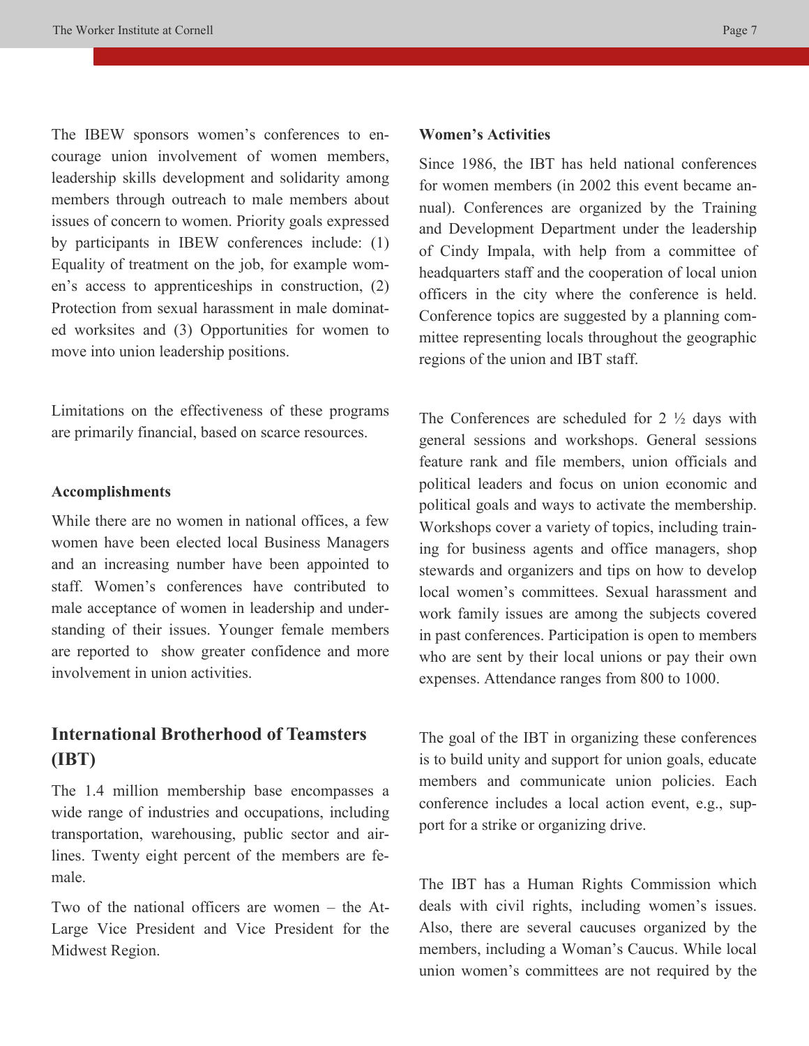The IBEW sponsors women's conferences to encourage union involvement of women members, leadership skills development and solidarity among members through outreach to male members about issues of concern to women. Priority goals expressed by participants in IBEW conferences include: (1) Equality of treatment on the job, for example women's access to apprenticeships in construction, (2) Protection from sexual harassment in male dominated worksites and (3) Opportunities for women to move into union leadership positions.

Limitations on the effectiveness of these programs are primarily financial, based on scarce resources.

**Accomplishments**

While there are no women in national offices, a few women have been elected local Business Managers and an increasing number have been appointed to staff. Women's conferences have contributed to male acceptance of women in leadership and understanding of their issues. Younger female members are reported to show greater confidence and more involvement in union activities.

## International Brotherhood of Teamsters (IBT)

The 1.4 million membership base encompasses a wide range of industries and occupations, including transportation, warehousing, public sector and airlines. Twenty eight percent of the members are female.

Two of the national officers are women – the At-Large Vice President and Vice President for the Midwest Region.

**Women's Activities**

Since 1986, the IBT has held national conferences for women members (in 2002 this event became annual). Conferences are organized by the Training and Development Department under the leadership of Cindy Impala, with help from a committee of headquarters staff and the cooperation of local union officers in the city where the conference is held. Conference topics are suggested by a planning committee representing locals throughout the geographic regions of the union and IBT staff.

The Conferences are scheduled for 2 ½ days with general sessions and workshops. General sessions feature rank and file members, union officials and political leaders and focus on union economic and political goals and ways to activate the membership. Workshops cover a variety of topics, including training for business agents and office managers, shop stewards and organizers and tips on how to develop local women's committees. Sexual harassment and work family issues are among the subjects covered in past conferences. Participation is open to members who are sent by their local unions or pay their own expenses. Attendance ranges from 800 to 1000.

The goal of the IBT in organizing these conferences is to build unity and support for union goals, educate members and communicate union policies. Each conference includes a local action event, e.g., support for a strike or organizing drive.

The IBT has a Human Rights Commission which deals with civil rights, including women's issues. Also, there are several caucuses organized by the members, including a Woman's Caucus. While local union women's committees are not required by the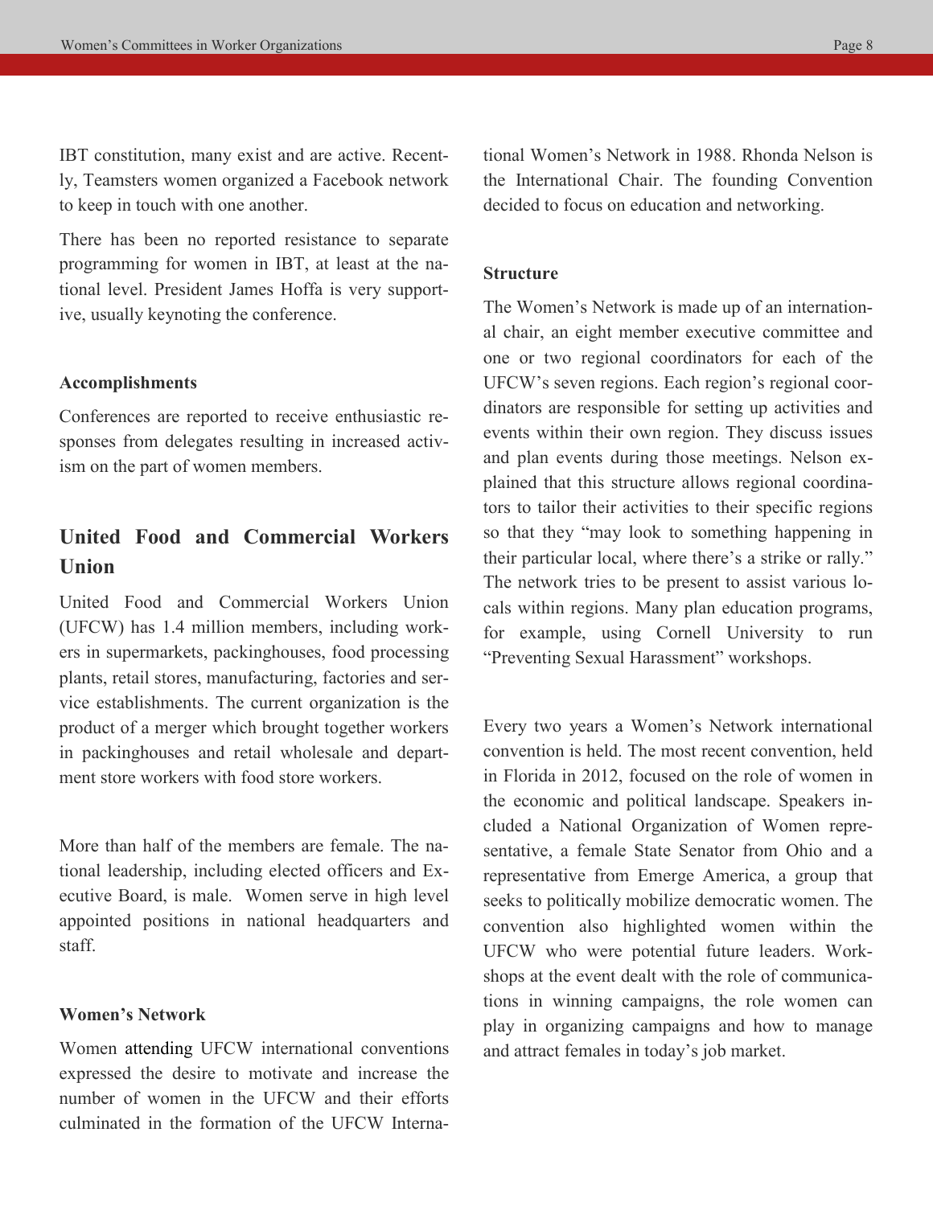IBT constitution, many exist and are active. Recently, Teamsters women organized a Facebook network to keep in touch with one another.

There has been no reported resistance to separate programming for women in IBT, at least at the national level. President James Hoffa is very supportive, usually keynoting the conference.

#### Accomplishments

Conferences are reported to receive enthusiastic responses from delegates resulting in increased activism on the part of women members.

## United Food and Commercial Workers Union

United Food and Commercial Workers Union (UFCW) has 1.4 million members, including workers in supermarkets, packinghouses, food processing plants, retail stores, manufacturing, factories and service establishments. The current organization is the product of a merger which brought together workers in packinghouses and retail wholesale and department store workers with food store workers.

More than half of the members are female. The national leadership, including elected officers and Executive Board, is male. Women serve in high level appointed positions in national headquarters and staff.

#### Women's Network

Women attending UFCW international conventions expressed the desire to motivate and increase the number of women in the UFCW and their efforts culminated in the formation of the UFCW International Women's Network in 1988. Rhonda Nelson is the International Chair. The founding Convention decided to focus on education and networking.

#### Structure

The Women's Network is made up of an international chair, an eight member executive committee and one or two regional coordinators for each of the UFCW's seven regions. Each region's regional coordinators are responsible for setting up activities and events within their own region. They discuss issues and plan events during those meetings. Nelson explained that this structure allows regional coordinators to tailor their activities to their specific regions so that they "may look to something happening in their particular local, where there's a strike or rally." The network tries to be present to assist various locals within regions. Many plan education programs, for example, using Cornell University to run "Preventing Sexual Harassment" workshops.

Every two years a Women's Network international convention is held. The most recent convention, held in Florida in 2012, focused on the role of women in the economic and political landscape. Speakers included a National Organization of Women representative, a female State Senator from Ohio and a representative from Emerge America, a group that seeks to politically mobilize democratic women. The convention also highlighted women within the UFCW who were potential future leaders. Workshops at the event dealt with the role of communications in winning campaigns, the role women can play in organizing campaigns and how to manage and attract females in today's job market.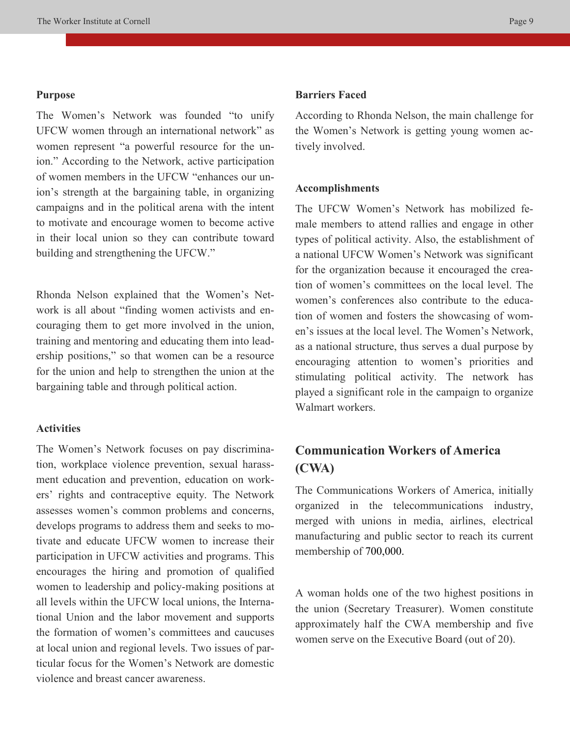**Purpose**

The Women's Network was founded "to unify UFCW women through an international network" as women represent "a powerful resource for the union." According to the Network, active participation of women members in the UFCW "enhances our union's strength at the bargaining table, in organizing campaigns and in the political arena with the intent to motivate and encourage women to become active in their local union so they can contribute toward building and strengthening the UFCW."

Rhonda Nelson explained that the Women's Network is all about "finding women activists and encouraging them to get more involved in the union, training and mentoring and educating them into leadership positions," so that women can be a resource for the union and help to strengthen the union at the bargaining table and through political action.

**Activities**

The Women's Network focuses on pay discrimination, workplace violence prevention, sexual harassment education and prevention, education on workers' rights and contraceptive equity. The Network assesses women's common problems and concerns, develops programs to address them and seeks to motivate and educate UFCW women to increase their participation in UFCW activities and programs. This encourages the hiring and promotion of qualified women to leadership and policy-making positions at all levels within the UFCW local unions, the International Union and the labor movement and supports the formation of women's committees and caucuses at local union and regional levels. Two issues of particular focus for the Women's Network are domestic violence and breast cancer awareness.

**Barriers Faced**

According to Rhonda Nelson, the main challenge for the Women's Network is getting young women actively involved.

**Accomplishments**

The UFCW Women's Network has mobilized female members to attend rallies and engage in other types of political activity. Also, the establishment of a national UFCW Women's Network was significant for the organization because it encouraged the creation of women's committees on the local level. The women's conferences also contribute to the education of women and fosters the showcasing of women's issues at the local level. The Women's Network, as a national structure, thus serves a dual purpose by encouraging attention to women's priorities and stimulating political activity. The network has played a significant role in the campaign to organize Walmart workers.

## Communication Workers of America (CWA)

The Communications Workers of America, initially organized in the telecommunications industry, merged with unions in media, airlines, electrical manufacturing and public sector to reach its current membership of 700,000.

A woman holds one of the two highest positions in the union (Secretary Treasurer). Women constitute approximately half the CWA membership and five women serve on the Executive Board (out of 20).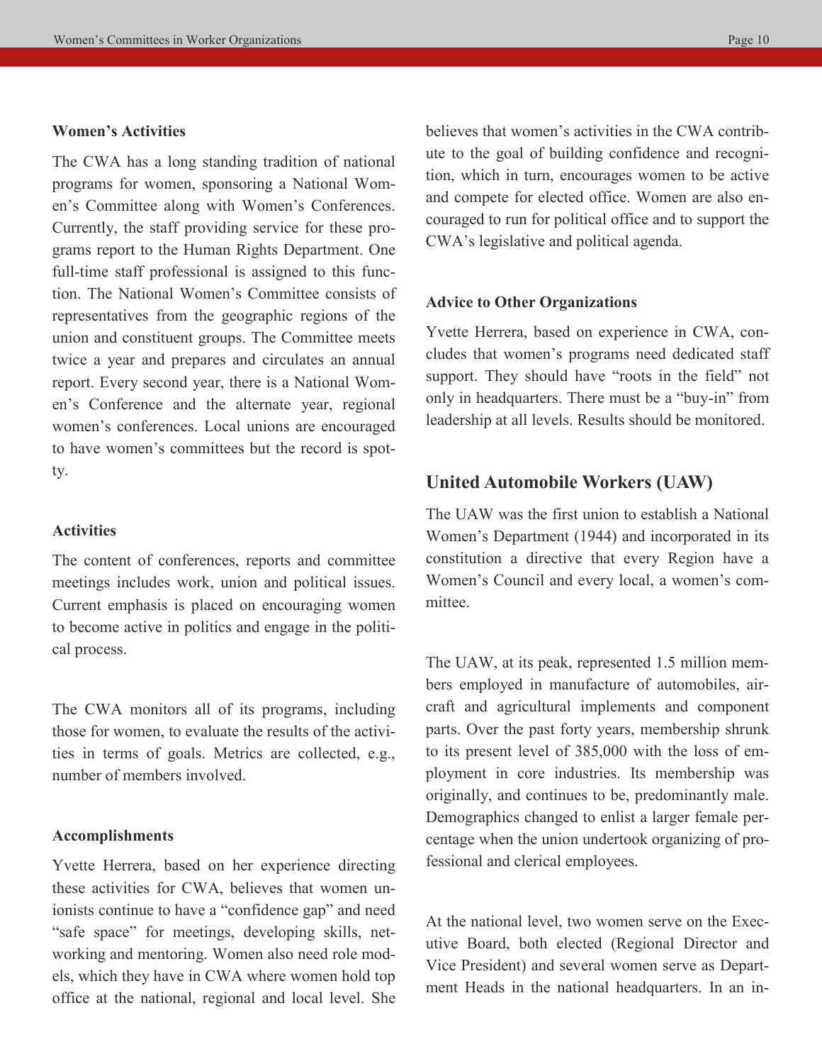#### Women's Activities

The CWA has a long standing tradition of national programs for women, sponsoring a National Women's Committee along with Women's Conferences. Currently, the staff providing service for these programs report to the Human Rights Department. One full-time staff professional is assigned to this function. The National Women's Committee consists of representatives from the geographic regions of the union and constituent groups. The Committee meets twice a year and prepares and circulates an annual report. Every second year, there is a National Women's Conference and the alternate year, regional women's conferences. Local unions are encouraged to have women's committees but the record is spotty.

#### Activities

The content of conferences, reports and committee meetings includes work, union and political issues. Current emphasis is placed on encouraging women to become active in politics and engage in the political process.

The CWA monitors all of its programs, including those for women, to evaluate the results of the activities in terms of goals. Metrics are collected, e.g., number of members involved.

#### Accomplishments

Yvette Herrera, based on her experience directing these activities for CWA, believes that women unionists continue to have a "confidence gap" and need "safe space" for meetings, developing skills, networking and mentoring. Women also need role models, which they have in CWA where women hold top office at the national, regional and local level. She believes that women's activities in the CWA contribute to the goal of building confidence and recognition, which in turn, encourages women to be active and compete for elected office. Women are also encouraged to run for political office and to support the CWA's legislative and political agenda.

#### Advice to Other Organizations

Yvette Herrera, based on experience in CWA, concludes that women's programs need dedicated staff support. They should have "roots in the field" not only in headquarters. There must be a "buy-in" from leadership at all levels. Results should be monitored.

### United Automobile Workers (UAW)

The UAW was the first union to establish a National Women's Department (1944) and incorporated in its constitution a directive that every Region have a Women's Council and every local, a women's committee.

The UAW, at its peak, represented 1.5 million members employed in manufacture of automobiles, aircraft and agricultural implements and component parts. Over the past forty years, membership shrunk to its present level of 385,000 with the loss of employment in core industries. Its membership was originally, and continues to be, predominantly male. Demographics changed to enlist a larger female percentage when the union undertook organizing of professional and clerical employees.

At the national level, two women serve on the Executive Board, both elected (Regional Director and Vice President) and several women serve as Department Heads in the national headquarters. In an in-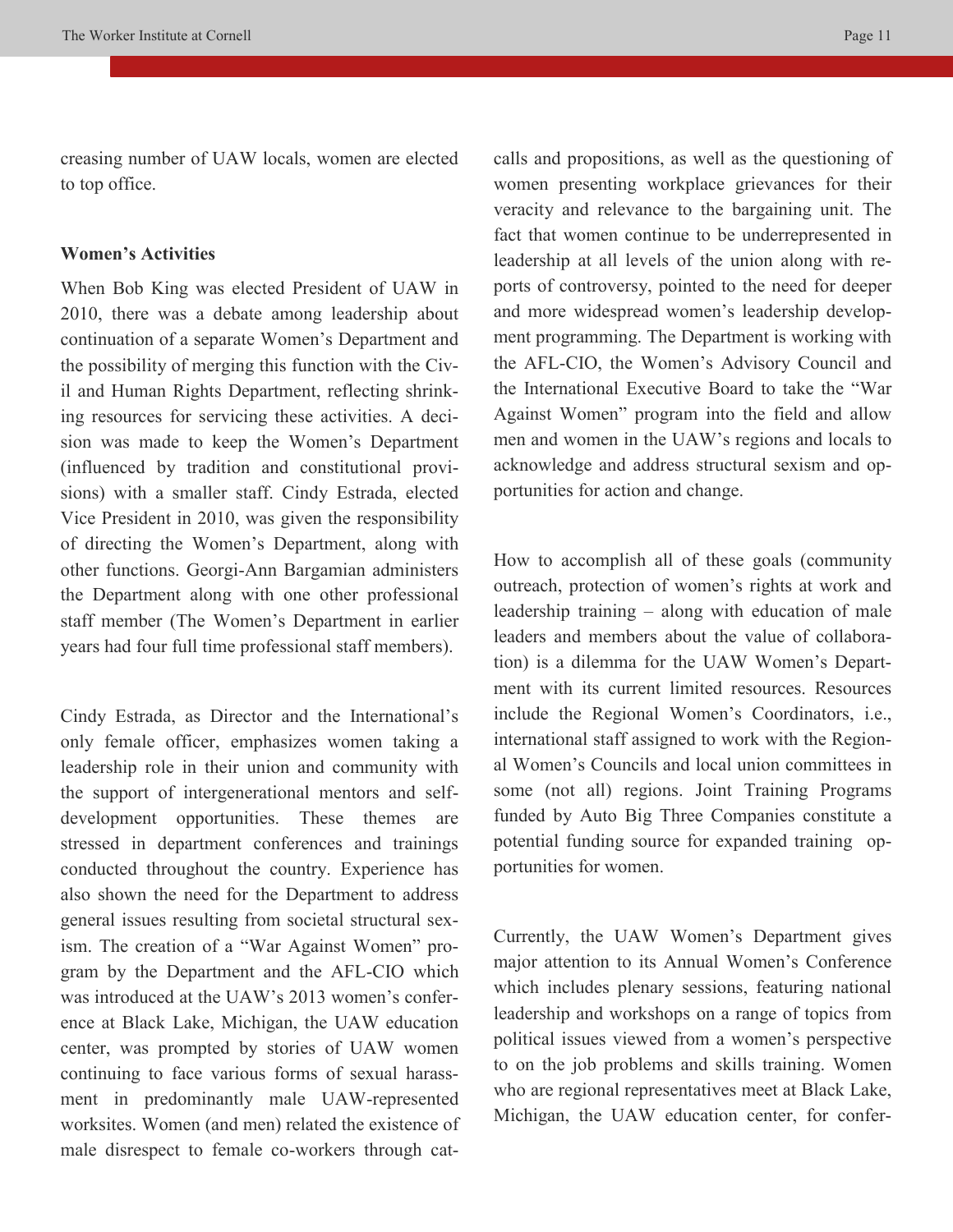creasing number of UAW locals, women are elected to top office.

**Women's Activities**

When Bob King was elected President of UAW in 2010, there was a debate among leadership about continuation of a separate Women's Department and the possibility of merging this function with the Civil and Human Rights Department, reflecting shrinking resources for servicing these activities. A decision was made to keep the Women's Department (influenced by tradition and constitutional provisions) with a smaller staff. Cindy Estrada, elected Vice President in 2010, was given the responsibility of directing the Women's Department, along with other functions. Georgi-Ann Bargamian administers the Department along with one other professional staff member (The Women's Department in earlier years had four full time professional staff members).

Cindy Estrada, as Director and the International's only female officer, emphasizes women taking a leadership role in their union and community with the support of intergenerational mentors and self-development opportunities. These themes are stressed in department conferences and trainings conducted throughout the country. Experience has also shown the need for the Department to address general issues resulting from societal structural sexism. The creation of a "War Against Women" program by the Department and the AFL-CIO which was introduced at the UAW's 2013 women's conference at Black Lake, Michigan, the UAW education center, was prompted by stories of UAW women continuing to face various forms of sexual harassment in predominantly male UAW-represented worksites. Women (and men) related the existence of male disrespect to female co-workers through catcalls and propositions, as well as the questioning of women presenting workplace grievances for their veracity and relevance to the bargaining unit. The fact that women continue to be underrepresented in leadership at all levels of the union along with reports of controversy, pointed to the need for deeper and more widespread women's leadership development programming. The Department is working with the AFL-CIO, the Women's Advisory Council and the International Executive Board to take the "War Against Women" program into the field and allow men and women in the UAW's regions and locals to acknowledge and address structural sexism and opportunities for action and change.

How to accomplish all of these goals (community outreach, protection of women's rights at work and leadership training – along with education of male leaders and members about the value of collaboration) is a dilemma for the UAW Women's Department with its current limited resources. Resources include the Regional Women's Coordinators, i.e., international staff assigned to work with the Regional Women's Councils and local union committees in some (not all) regions. Joint Training Programs funded by Auto Big Three Companies constitute a potential funding source for expanded training opportunities for women.

Currently, the UAW Women's Department gives major attention to its Annual Women's Conference which includes plenary sessions, featuring national leadership and workshops on a range of topics from political issues viewed from a women's perspective to on the job problems and skills training. Women who are regional representatives meet at Black Lake, Michigan, the UAW education center, for confer-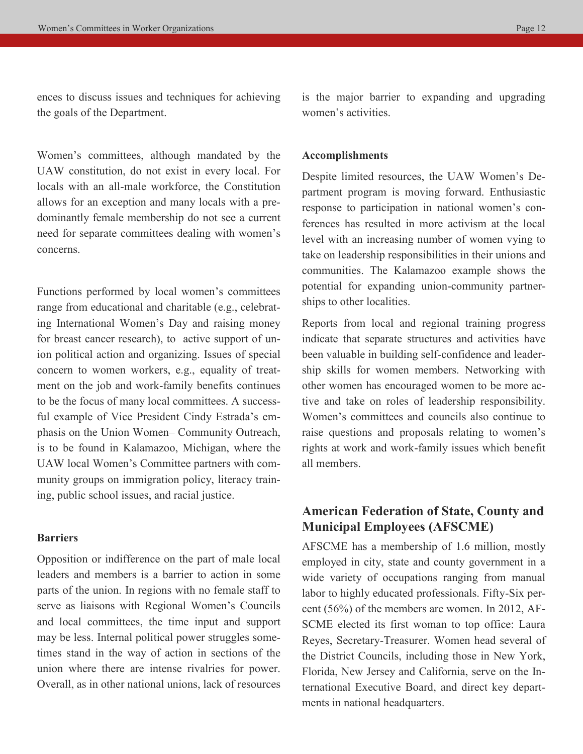ences to discuss issues and techniques for achieving the goals of the Department.

Women's committees, although mandated by the UAW constitution, do not exist in every local. For locals with an all-male workforce, the Constitution allows for an exception and many locals with a predominantly female membership do not see a current need for separate committees dealing with women's concerns.

Functions performed by local women's committees range from educational and charitable (e.g., celebrating International Women's Day and raising money for breast cancer research), to active support of union political action and organizing. Issues of special concern to women workers, e.g., equality of treatment on the job and work-family benefits continues to be the focus of many local committees. A successful example of Vice President Cindy Estrada's emphasis on the Union Women– Community Outreach, is to be found in Kalamazoo, Michigan, where the UAW local Women's Committee partners with community groups on immigration policy, literacy training, public school issues, and racial justice.

**Barriers**

Opposition or indifference on the part of male local leaders and members is a barrier to action in some parts of the union. In regions with no female staff to serve as liaisons with Regional Women's Councils and local committees, the time input and support may be less. Internal political power struggles sometimes stand in the way of action in sections of the union where there are intense rivalries for power. Overall, as in other national unions, lack of resources is the major barrier to expanding and upgrading women's activities.

**Accomplishments**

Despite limited resources, the UAW Women's Department program is moving forward. Enthusiastic response to participation in national women's conferences has resulted in more activism at the local level with an increasing number of women vying to take on leadership responsibilities in their unions and communities. The Kalamazoo example shows the potential for expanding union-community partnerships to other localities.

Reports from local and regional training progress indicate that separate structures and activities have been valuable in building self-confidence and leadership skills for women members. Networking with other women has encouraged women to be more active and take on roles of leadership responsibility. Women's committees and councils also continue to raise questions and proposals relating to women's rights at work and work-family issues which benefit all members.

## American Federation of State, County and Municipal Employees (AFSCME)

AFSCME has a membership of 1.6 million, mostly employed in city, state and county government in a wide variety of occupations ranging from manual labor to highly educated professionals. Fifty-Six percent (56%) of the members are women. In 2012, AFSCME elected its first woman to top office: Laura Reyes, Secretary-Treasurer. Women head several of the District Councils, including those in New York, Florida, New Jersey and California, serve on the International Executive Board, and direct key departments in national headquarters.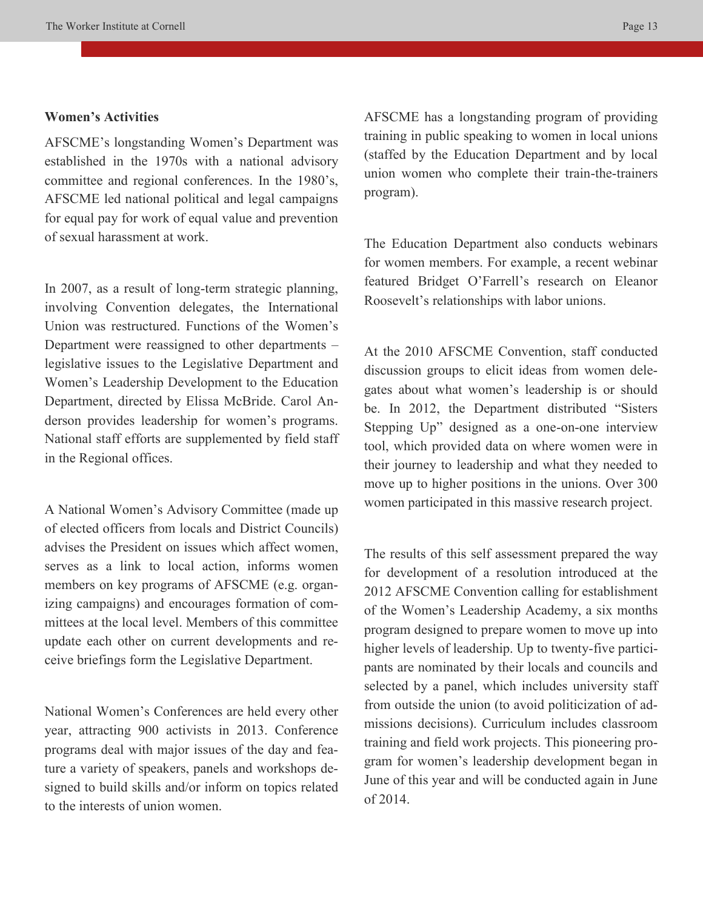**Women's Activities**

AFSCME's longstanding Women's Department was established in the 1970s with a national advisory committee and regional conferences. In the 1980's, AFSCME led national political and legal campaigns for equal pay for work of equal value and prevention of sexual harassment at work.

In 2007, as a result of long-term strategic planning, involving Convention delegates, the International Union was restructured. Functions of the Women's Department were reassigned to other departments – legislative issues to the Legislative Department and Women's Leadership Development to the Education Department, directed by Elissa McBride. Carol Anderson provides leadership for women's programs. National staff efforts are supplemented by field staff in the Regional offices.

A National Women's Advisory Committee (made up of elected officers from locals and District Councils) advises the President on issues which affect women, serves as a link to local action, informs women members on key programs of AFSCME (e.g. organizing campaigns) and encourages formation of committees at the local level. Members of this committee update each other on current developments and receive briefings form the Legislative Department.

National Women's Conferences are held every other year, attracting 900 activists in 2013. Conference programs deal with major issues of the day and feature a variety of speakers, panels and workshops designed to build skills and/or inform on topics related to the interests of union women.

AFSCME has a longstanding program of providing training in public speaking to women in local unions (staffed by the Education Department and by local union women who complete their train-the-trainers program).

The Education Department also conducts webinars for women members. For example, a recent webinar featured Bridget O'Farrell's research on Eleanor Roosevelt's relationships with labor unions.

At the 2010 AFSCME Convention, staff conducted discussion groups to elicit ideas from women delegates about what women's leadership is or should be. In 2012, the Department distributed "Sisters Stepping Up" designed as a one-on-one interview tool, which provided data on where women were in their journey to leadership and what they needed to move up to higher positions in the unions. Over 300 women participated in this massive research project.

The results of this self assessment prepared the way for development of a resolution introduced at the 2012 AFSCME Convention calling for establishment of the Women's Leadership Academy, a six months program designed to prepare women to move up into higher levels of leadership. Up to twenty-five participants are nominated by their locals and councils and selected by a panel, which includes university staff from outside the union (to avoid politicization of admissions decisions). Curriculum includes classroom training and field work projects. This pioneering program for women's leadership development began in June of this year and will be conducted again in June of 2014.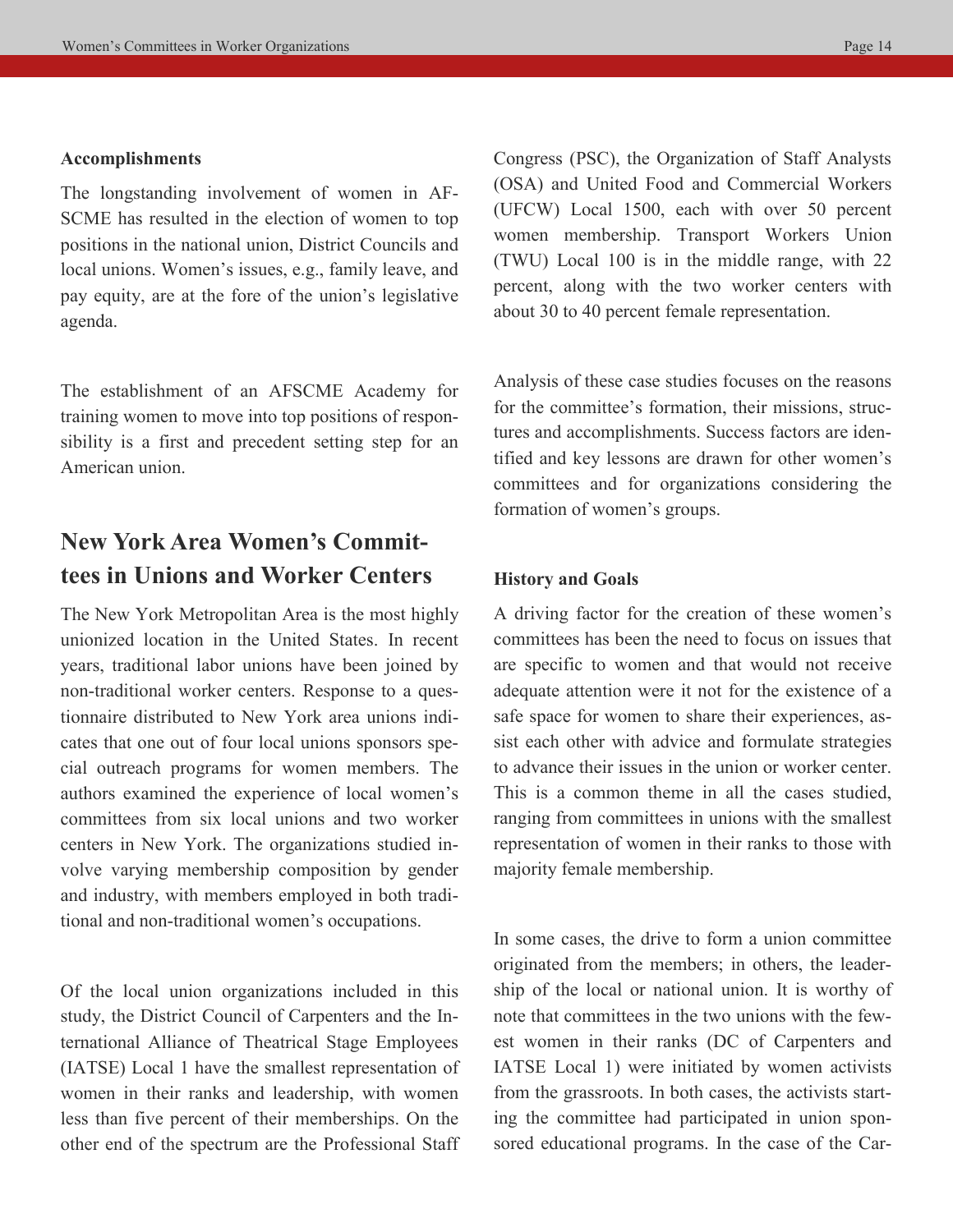**Accomplishments**

The longstanding involvement of women in AFSCME has resulted in the election of women to top positions in the national union, District Councils and local unions. Women's issues, e.g., family leave, and pay equity, are at the fore of the union's legislative agenda.

The establishment of an AFSCME Academy for training women to move into top positions of responsibility is a first and precedent setting step for an American union.

## New York Area Women's Committees in Unions and Worker Centers

The New York Metropolitan Area is the most highly unionized location in the United States. In recent years, traditional labor unions have been joined by non-traditional worker centers. Response to a questionnaire distributed to New York area unions indicates that one out of four local unions sponsors special outreach programs for women members. The authors examined the experience of local women's committees from six local unions and two worker centers in New York. The organizations studied involve varying membership composition by gender and industry, with members employed in both traditional and non-traditional women's occupations.

Of the local union organizations included in this study, the District Council of Carpenters and the International Alliance of Theatrical Stage Employees (IATSE) Local 1 have the smallest representation of women in their ranks and leadership, with women less than five percent of their memberships. On the other end of the spectrum are the Professional Staff Congress (PSC), the Organization of Staff Analysts (OSA) and United Food and Commercial Workers (UFCW) Local 1500, each with over 50 percent women membership. Transport Workers Union (TWU) Local 100 is in the middle range, with 22 percent, along with the two worker centers with about 30 to 40 percent female representation.

Analysis of these case studies focuses on the reasons for the committee's formation, their missions, structures and accomplishments. Success factors are identified and key lessons are drawn for other women's committees and for organizations considering the formation of women's groups.

**History and Goals**

A driving factor for the creation of these women's committees has been the need to focus on issues that are specific to women and that would not receive adequate attention were it not for the existence of a safe space for women to share their experiences, assist each other with advice and formulate strategies to advance their issues in the union or worker center. This is a common theme in all the cases studied, ranging from committees in unions with the smallest representation of women in their ranks to those with majority female membership.

In some cases, the drive to form a union committee originated from the members; in others, the leadership of the local or national union. It is worthy of note that committees in the two unions with the fewest women in their ranks (DC of Carpenters and IATSE Local 1) were initiated by women activists from the grassroots. In both cases, the activists starting the committee had participated in union sponsored educational programs. In the case of the Car-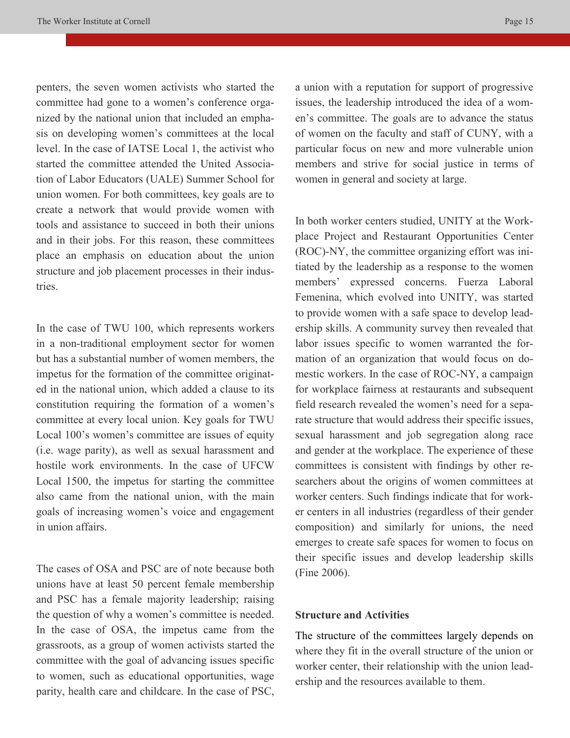penters, the seven women activists who started the committee had gone to a women's conference organized by the national union that included an emphasis on developing women's committees at the local level. In the case of IATSE Local 1, the activist who started the committee attended the United Association of Labor Educators (UALE) Summer School for union women. For both committees, key goals are to create a network that would provide women with tools and assistance to succeed in both their unions and in their jobs. For this reason, these committees place an emphasis on education about the union structure and job placement processes in their industries.

In the case of TWU 100, which represents workers in a non-traditional employment sector for women but has a substantial number of women members, the impetus for the formation of the committee originated in the national union, which added a clause to its constitution requiring the formation of a women's committee at every local union. Key goals for TWU Local 100's women's committee are issues of equity (i.e. wage parity), as well as sexual harassment and hostile work environments. In the case of UFCW Local 1500, the impetus for starting the committee also came from the national union, with the main goals of increasing women's voice and engagement in union affairs.

The cases of OSA and PSC are of note because both unions have at least 50 percent female membership and PSC has a female majority leadership; raising the question of why a women's committee is needed. In the case of OSA, the impetus came from the grassroots, as a group of women activists started the committee with the goal of advancing issues specific to women, such as educational opportunities, wage parity, health care and childcare. In the case of PSC, a union with a reputation for support of progressive issues, the leadership introduced the idea of a women's committee. The goals are to advance the status of women on the faculty and staff of CUNY, with a particular focus on new and more vulnerable union members and strive for social justice in terms of women in general and society at large.

In both worker centers studied, UNITY at the Workplace Project and Restaurant Opportunities Center (ROC)-NY, the committee organizing effort was initiated by the leadership as a response to the women members' expressed concerns. Fuerza Laboral Femenina, which evolved into UNITY, was started to provide women with a safe space to develop leadership skills. A community survey then revealed that labor issues specific to women warranted the formation of an organization that would focus on domestic workers. In the case of ROC-NY, a campaign for workplace fairness at restaurants and subsequent field research revealed the women's need for a separate structure that would address their specific issues, sexual harassment and job segregation along race and gender at the workplace. The experience of these committees is consistent with findings by other researchers about the origins of women committees at worker centers. Such findings indicate that for worker centers in all industries (regardless of their gender composition) and similarly for unions, the need emerges to create safe spaces for women to focus on their specific issues and develop leadership skills (Fine 2006).

**Structure and Activities**

The structure of the committees largely depends on where they fit in the overall structure of the union or worker center, their relationship with the union leadership and the resources available to them.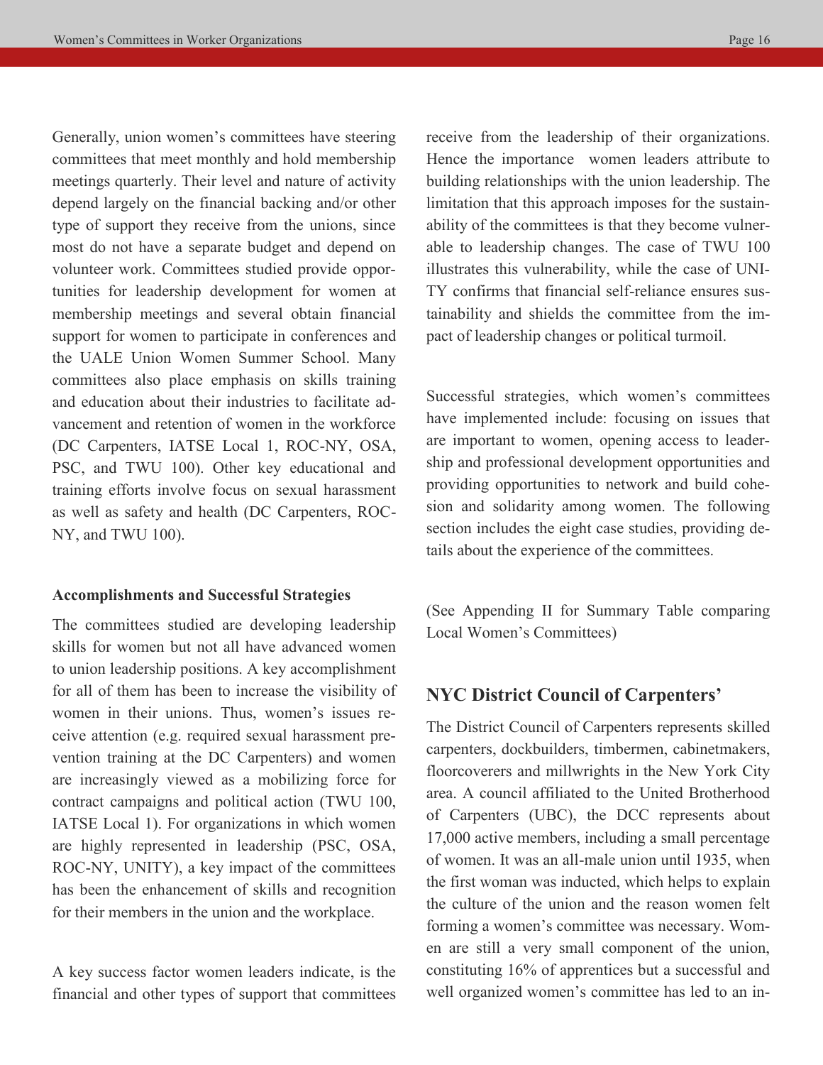Generally, union women's committees have steering committees that meet monthly and hold membership meetings quarterly. Their level and nature of activity depend largely on the financial backing and/or other type of support they receive from the unions, since most do not have a separate budget and depend on volunteer work. Committees studied provide opportunities for leadership development for women at membership meetings and several obtain financial support for women to participate in conferences and the UALE Union Women Summer School. Many committees also place emphasis on skills training and education about their industries to facilitate advancement and retention of women in the workforce (DC Carpenters, IATSE Local 1, ROC-NY, OSA, PSC, and TWU 100). Other key educational and training efforts involve focus on sexual harassment as well as safety and health (DC Carpenters, ROC-NY, and TWU 100).

**Accomplishments and Successful Strategies**

The committees studied are developing leadership skills for women but not all have advanced women to union leadership positions. A key accomplishment for all of them has been to increase the visibility of women in their unions. Thus, women's issues receive attention (e.g. required sexual harassment prevention training at the DC Carpenters) and women are increasingly viewed as a mobilizing force for contract campaigns and political action (TWU 100, IATSE Local 1). For organizations in which women are highly represented in leadership (PSC, OSA, ROC-NY, UNITY), a key impact of the committees has been the enhancement of skills and recognition for their members in the union and the workplace.

A key success factor women leaders indicate, is the financial and other types of support that committees receive from the leadership of their organizations. Hence the importance women leaders attribute to building relationships with the union leadership. The limitation that this approach imposes for the sustainability of the committees is that they become vulnerable to leadership changes. The case of TWU 100 illustrates this vulnerability, while the case of UNITY confirms that financial self-reliance ensures sustainability and shields the committee from the impact of leadership changes or political turmoil.

Successful strategies, which women's committees have implemented include: focusing on issues that are important to women, opening access to leadership and professional development opportunities and providing opportunities to network and build cohesion and solidarity among women. The following section includes the eight case studies, providing details about the experience of the committees.

(See Appending II for Summary Table comparing Local Women's Committees)

## NYC District Council of Carpenters'

The District Council of Carpenters represents skilled carpenters, dockbuilders, timbermen, cabinetmakers, floorcoverers and millwrights in the New York City area. A council affiliated to the United Brotherhood of Carpenters (UBC), the DCC represents about 17,000 active members, including a small percentage of women. It was an all-male union until 1935, when the first woman was inducted, which helps to explain the culture of the union and the reason women felt forming a women's committee was necessary. Women are still a very small component of the union, constituting 16% of apprentices but a successful and well organized women's committee has led to an in-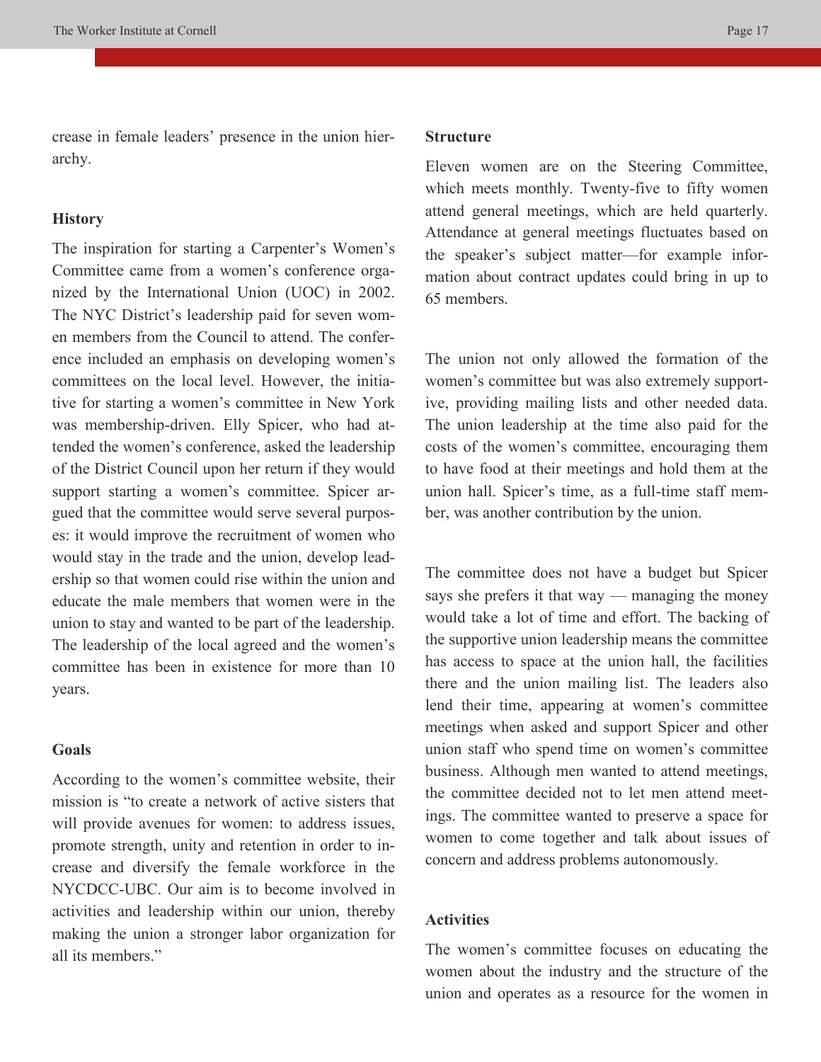crease in female leaders' presence in the union hierarchy.

### History

The inspiration for starting a Carpenter's Women's Committee came from a women's conference organized by the International Union (UOC) in 2002. The NYC District's leadership paid for seven women members from the Council to attend. The conference included an emphasis on developing women's committees on the local level. However, the initiative for starting a women's committee in New York was membership-driven. Elly Spicer, who had attended the women's conference, asked the leadership of the District Council upon her return if they would support starting a women's committee. Spicer argued that the committee would serve several purposes: it would improve the recruitment of women who would stay in the trade and the union, develop leadership so that women could rise within the union and educate the male members that women were in the union to stay and wanted to be part of the leadership. The leadership of the local agreed and the women's committee has been in existence for more than 10 years.

### Goals

According to the women's committee website, their mission is "to create a network of active sisters that will provide avenues for women: to address issues, promote strength, unity and retention in order to increase and diversify the female workforce in the NYCDCC-UBC. Our aim is to become involved in activities and leadership within our union, thereby making the union a stronger labor organization for all its members."

### Structure

Eleven women are on the Steering Committee, which meets monthly. Twenty-five to fifty women attend general meetings, which are held quarterly. Attendance at general meetings fluctuates based on the speaker's subject matter—for example information about contract updates could bring in up to 65 members.

The union not only allowed the formation of the women's committee but was also extremely supportive, providing mailing lists and other needed data. The union leadership at the time also paid for the costs of the women's committee, encouraging them to have food at their meetings and hold them at the union hall. Spicer's time, as a full-time staff member, was another contribution by the union.

The committee does not have a budget but Spicer says she prefers it that way — managing the money would take a lot of time and effort. The backing of the supportive union leadership means the committee has access to space at the union hall, the facilities there and the union mailing list. The leaders also lend their time, appearing at women's committee meetings when asked and support Spicer and other union staff who spend time on women's committee business. Although men wanted to attend meetings, the committee decided not to let men attend meetings. The committee wanted to preserve a space for women to come together and talk about issues of concern and address problems autonomously.

### Activities

The women's committee focuses on educating the women about the industry and the structure of the union and operates as a resource for the women in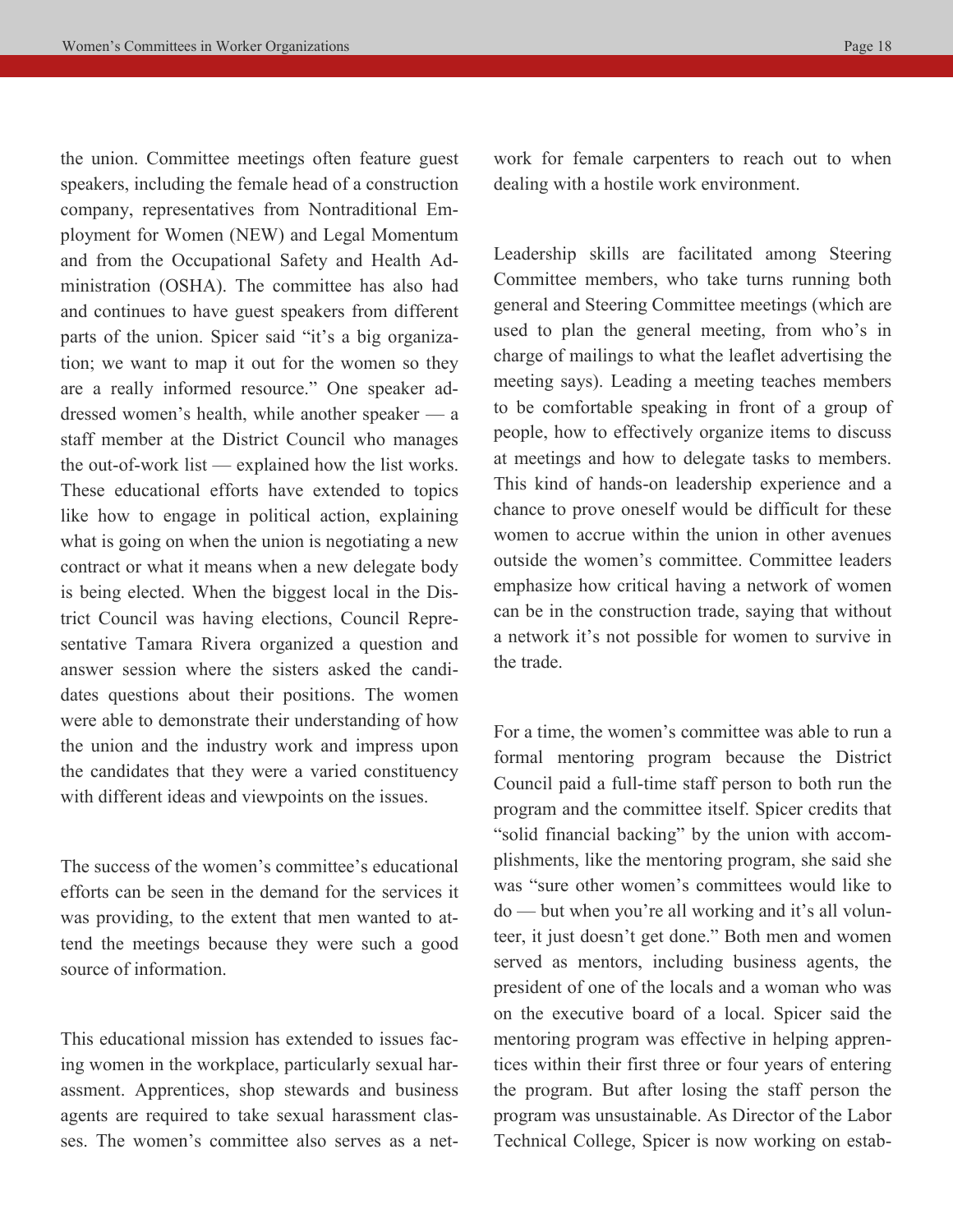the union. Committee meetings often feature guest speakers, including the female head of a construction company, representatives from Nontraditional Employment for Women (NEW) and Legal Momentum and from the Occupational Safety and Health Administration (OSHA). The committee has also had and continues to have guest speakers from different parts of the union. Spicer said "it's a big organization; we want to map it out for the women so they are a really informed resource." One speaker addressed women's health, while another speaker — a staff member at the District Council who manages the out-of-work list — explained how the list works. These educational efforts have extended to topics like how to engage in political action, explaining what is going on when the union is negotiating a new contract or what it means when a new delegate body is being elected. When the biggest local in the District Council was having elections, Council Representative Tamara Rivera organized a question and answer session where the sisters asked the candidates questions about their positions. The women were able to demonstrate their understanding of how the union and the industry work and impress upon the candidates that they were a varied constituency with different ideas and viewpoints on the issues.

The success of the women's committee's educational efforts can be seen in the demand for the services it was providing, to the extent that men wanted to attend the meetings because they were such a good source of information.

This educational mission has extended to issues facing women in the workplace, particularly sexual harassment. Apprentices, shop stewards and business agents are required to take sexual harassment classes. The women's committee also serves as a network for female carpenters to reach out to when dealing with a hostile work environment.

Leadership skills are facilitated among Steering Committee members, who take turns running both general and Steering Committee meetings (which are used to plan the general meeting, from who's in charge of mailings to what the leaflet advertising the meeting says). Leading a meeting teaches members to be comfortable speaking in front of a group of people, how to effectively organize items to discuss at meetings and how to delegate tasks to members. This kind of hands-on leadership experience and a chance to prove oneself would be difficult for these women to accrue within the union in other avenues outside the women's committee. Committee leaders emphasize how critical having a network of women can be in the construction trade, saying that without a network it's not possible for women to survive in the trade.

For a time, the women's committee was able to run a formal mentoring program because the District Council paid a full-time staff person to both run the program and the committee itself. Spicer credits that "solid financial backing" by the union with accomplishments, like the mentoring program, she said she was "sure other women's committees would like to do — but when you're all working and it's all volunteer, it just doesn't get done." Both men and women served as mentors, including business agents, the president of one of the locals and a woman who was on the executive board of a local. Spicer said the mentoring program was effective in helping apprentices within their first three or four years of entering the program. But after losing the staff person the program was unsustainable. As Director of the Labor Technical College, Spicer is now working on estab-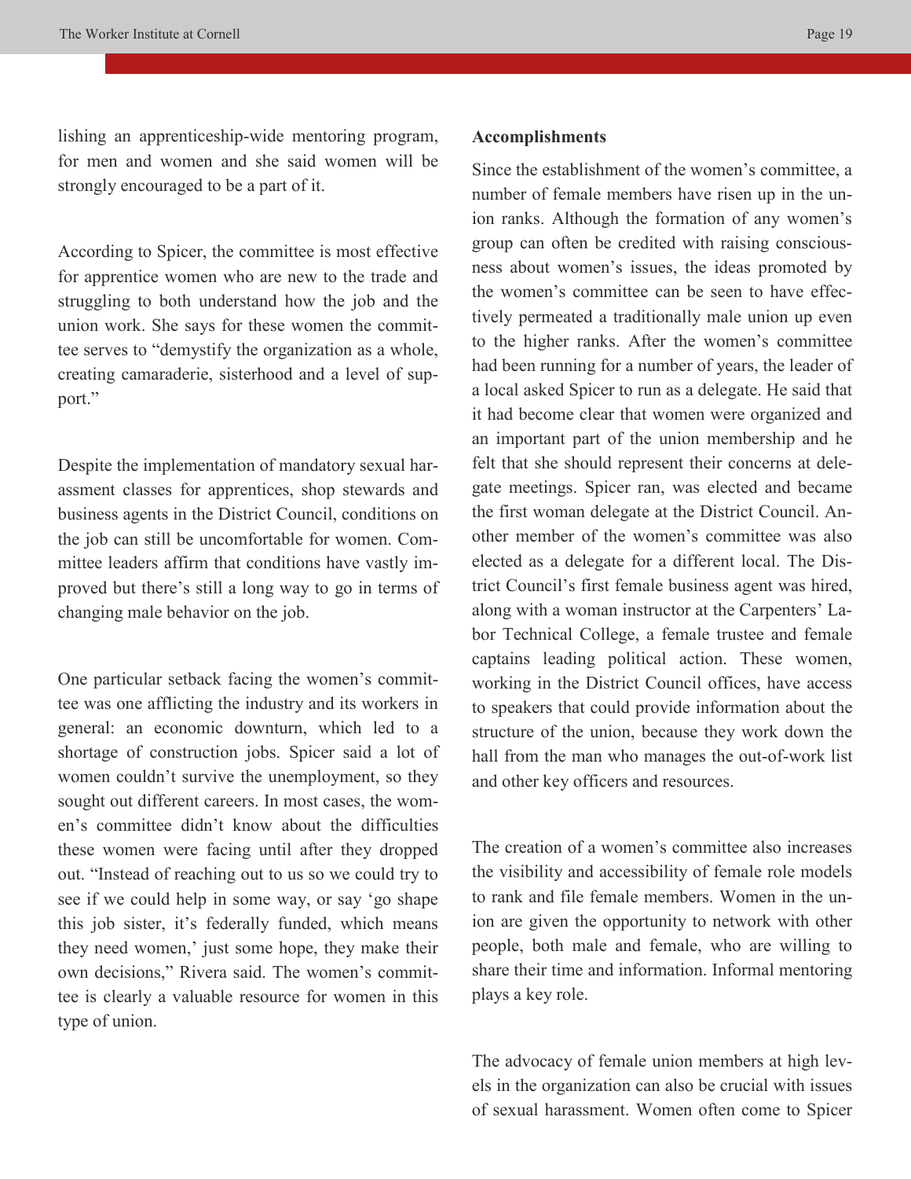lishing an apprenticeship-wide mentoring program, for men and women and she said women will be strongly encouraged to be a part of it.

According to Spicer, the committee is most effective for apprentice women who are new to the trade and struggling to both understand how the job and the union work. She says for these women the committee serves to "demystify the organization as a whole, creating camaraderie, sisterhood and a level of support."

Despite the implementation of mandatory sexual harassment classes for apprentices, shop stewards and business agents in the District Council, conditions on the job can still be uncomfortable for women. Committee leaders affirm that conditions have vastly improved but there's still a long way to go in terms of changing male behavior on the job.

One particular setback facing the women's committee was one afflicting the industry and its workers in general: an economic downturn, which led to a shortage of construction jobs. Spicer said a lot of women couldn't survive the unemployment, so they sought out different careers. In most cases, the women's committee didn't know about the difficulties these women were facing until after they dropped out. "Instead of reaching out to us so we could try to see if we could help in some way, or say 'go shape this job sister, it's federally funded, which means they need women,' just some hope, they make their own decisions," Rivera said. The women's committee is clearly a valuable resource for women in this type of union.

**Accomplishments**

Since the establishment of the women's committee, a number of female members have risen up in the union ranks. Although the formation of any women's group can often be credited with raising consciousness about women's issues, the ideas promoted by the women's committee can be seen to have effectively permeated a traditionally male union up even to the higher ranks. After the women's committee had been running for a number of years, the leader of a local asked Spicer to run as a delegate. He said that it had become clear that women were organized and an important part of the union membership and he felt that she should represent their concerns at delegate meetings. Spicer ran, was elected and became the first woman delegate at the District Council. Another member of the women's committee was also elected as a delegate for a different local. The District Council's first female business agent was hired, along with a woman instructor at the Carpenters' Labor Technical College, a female trustee and female captains leading political action. These women, working in the District Council offices, have access to speakers that could provide information about the structure of the union, because they work down the hall from the man who manages the out-of-work list and other key officers and resources.

The creation of a women's committee also increases the visibility and accessibility of female role models to rank and file female members. Women in the union are given the opportunity to network with other people, both male and female, who are willing to share their time and information. Informal mentoring plays a key role.

The advocacy of female union members at high levels in the organization can also be crucial with issues of sexual harassment. Women often come to Spicer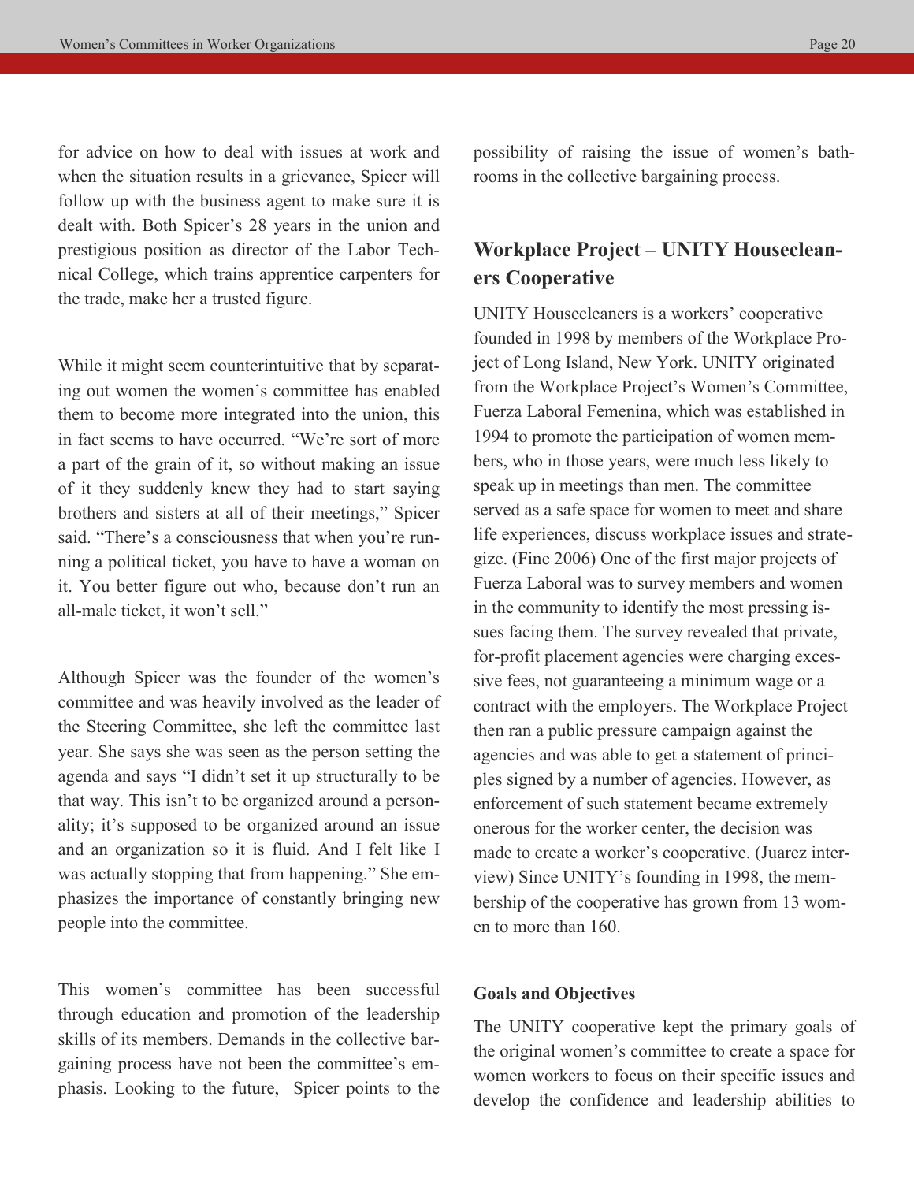for advice on how to deal with issues at work and when the situation results in a grievance, Spicer will follow up with the business agent to make sure it is dealt with. Both Spicer's 28 years in the union and prestigious position as director of the Labor Technical College, which trains apprentice carpenters for the trade, make her a trusted figure.

While it might seem counterintuitive that by separating out women the women's committee has enabled them to become more integrated into the union, this in fact seems to have occurred. "We're sort of more a part of the grain of it, so without making an issue of it they suddenly knew they had to start saying brothers and sisters at all of their meetings," Spicer said. "There's a consciousness that when you're running a political ticket, you have to have a woman on it. You better figure out who, because don't run an all-male ticket, it won't sell."

Although Spicer was the founder of the women's committee and was heavily involved as the leader of the Steering Committee, she left the committee last year. She says she was seen as the person setting the agenda and says "I didn't set it up structurally to be that way. This isn't to be organized around a personality; it's supposed to be organized around an issue and an organization so it is fluid. And I felt like I was actually stopping that from happening." She emphasizes the importance of constantly bringing new people into the committee.

This women's committee has been successful through education and promotion of the leadership skills of its members. Demands in the collective bargaining process have not been the committee's emphasis. Looking to the future, Spicer points to the possibility of raising the issue of women's bathrooms in the collective bargaining process.

## Workplace Project – UNITY Housecleaners Cooperative

UNITY Housecleaners is a workers' cooperative founded in 1998 by members of the Workplace Project of Long Island, New York. UNITY originated from the Workplace Project's Women's Committee, Fuerza Laboral Femenina, which was established in 1994 to promote the participation of women members, who in those years, were much less likely to speak up in meetings than men. The committee served as a safe space for women to meet and share life experiences, discuss workplace issues and strategize. (Fine 2006) One of the first major projects of Fuerza Laboral was to survey members and women in the community to identify the most pressing issues facing them. The survey revealed that private, for-profit placement agencies were charging excessive fees, not guaranteeing a minimum wage or a contract with the employers. The Workplace Project then ran a public pressure campaign against the agencies and was able to get a statement of principles signed by a number of agencies. However, as enforcement of such statement became extremely onerous for the worker center, the decision was made to create a worker's cooperative. (Juarez interview) Since UNITY's founding in 1998, the membership of the cooperative has grown from 13 women to more than 160.

### Goals and Objectives

The UNITY cooperative kept the primary goals of the original women's committee to create a space for women workers to focus on their specific issues and develop the confidence and leadership abilities to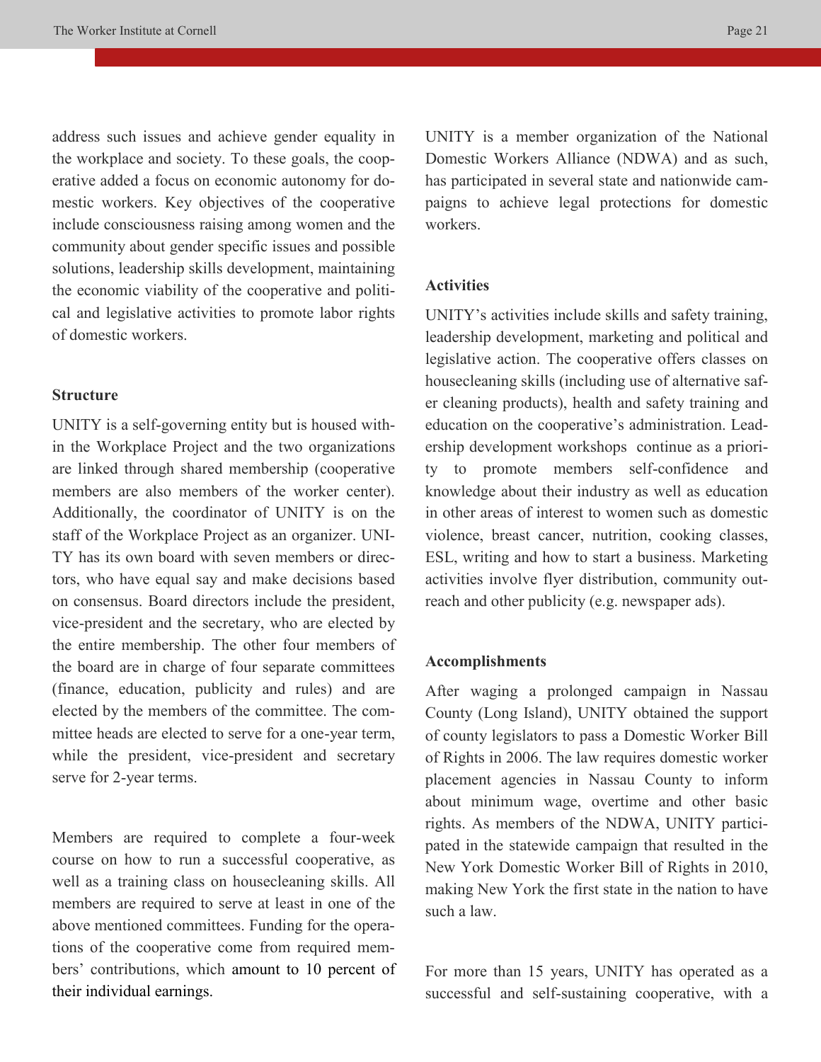address such issues and achieve gender equality in the workplace and society. To these goals, the cooperative added a focus on economic autonomy for domestic workers. Key objectives of the cooperative include consciousness raising among women and the community about gender specific issues and possible solutions, leadership skills development, maintaining the economic viability of the cooperative and political and legislative activities to promote labor rights of domestic workers.

**Structure**

UNITY is a self-governing entity but is housed within the Workplace Project and the two organizations are linked through shared membership (cooperative members are also members of the worker center). Additionally, the coordinator of UNITY is on the staff of the Workplace Project as an organizer. UNITY has its own board with seven members or directors, who have equal say and make decisions based on consensus. Board directors include the president, vice-president and the secretary, who are elected by the entire membership. The other four members of the board are in charge of four separate committees (finance, education, publicity and rules) and are elected by the members of the committee. The committee heads are elected to serve for a one-year term, while the president, vice-president and secretary serve for 2-year terms.

Members are required to complete a four-week course on how to run a successful cooperative, as well as a training class on housecleaning skills. All members are required to serve at least in one of the above mentioned committees. Funding for the operations of the cooperative come from required members' contributions, which amount to 10 percent of their individual earnings.

UNITY is a member organization of the National Domestic Workers Alliance (NDWA) and as such, has participated in several state and nationwide campaigns to achieve legal protections for domestic workers.

**Activities**

UNITY's activities include skills and safety training, leadership development, marketing and political and legislative action. The cooperative offers classes on housecleaning skills (including use of alternative safer cleaning products), health and safety training and education on the cooperative's administration. Leadership development workshops continue as a priority to promote members self-confidence and knowledge about their industry as well as education in other areas of interest to women such as domestic violence, breast cancer, nutrition, cooking classes, ESL, writing and how to start a business. Marketing activities involve flyer distribution, community outreach and other publicity (e.g. newspaper ads).

**Accomplishments**

After waging a prolonged campaign in Nassau County (Long Island), UNITY obtained the support of county legislators to pass a Domestic Worker Bill of Rights in 2006. The law requires domestic worker placement agencies in Nassau County to inform about minimum wage, overtime and other basic rights. As members of the NDWA, UNITY participated in the statewide campaign that resulted in the New York Domestic Worker Bill of Rights in 2010, making New York the first state in the nation to have such a law.

For more than 15 years, UNITY has operated as a successful and self-sustaining cooperative, with a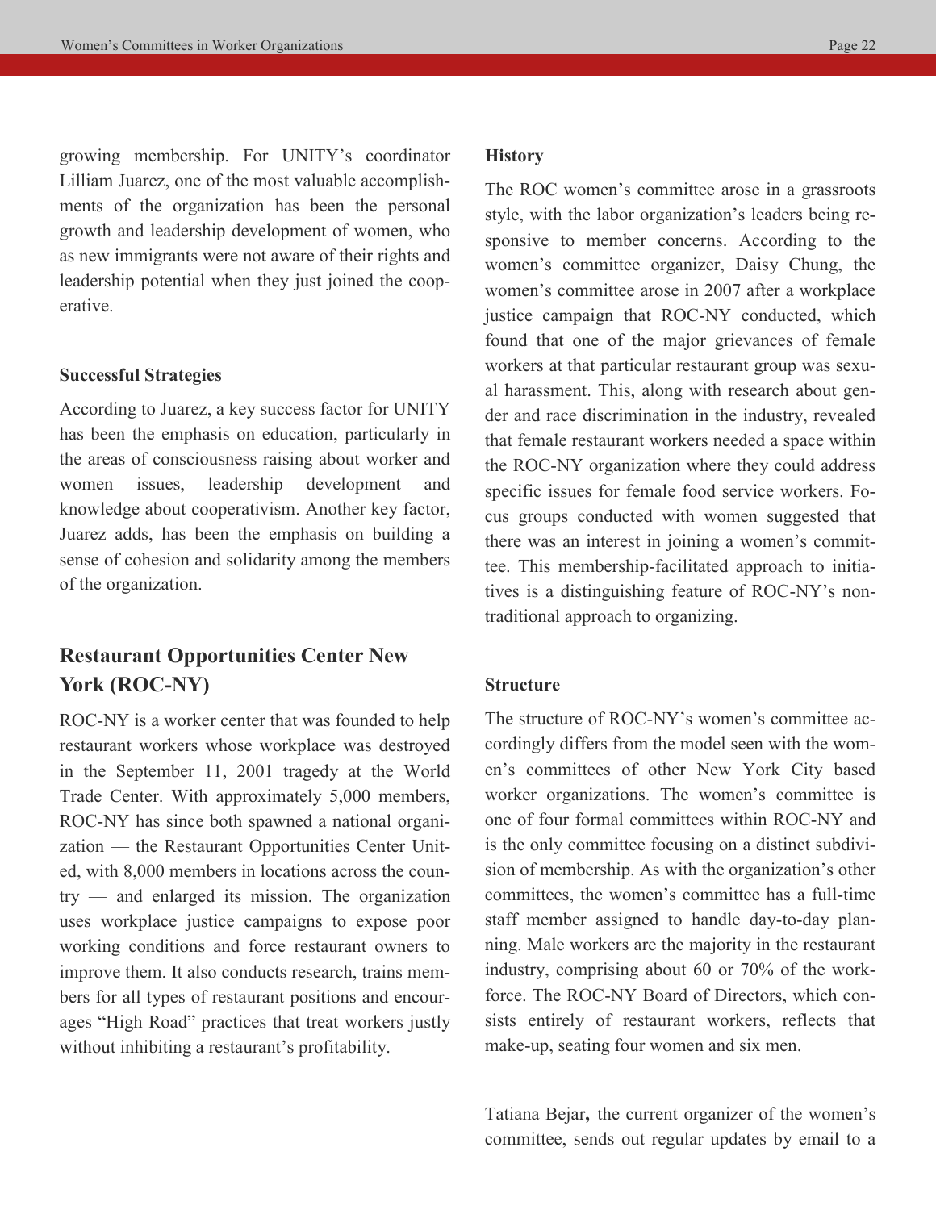growing membership. For UNITY's coordinator Lilliam Juarez, one of the most valuable accomplishments of the organization has been the personal growth and leadership development of women, who as new immigrants were not aware of their rights and leadership potential when they just joined the cooperative.

**Successful Strategies**

According to Juarez, a key success factor for UNITY has been the emphasis on education, particularly in the areas of consciousness raising about worker and women issues, leadership development and knowledge about cooperativism. Another key factor, Juarez adds, has been the emphasis on building a sense of cohesion and solidarity among the members of the organization.

## Restaurant Opportunities Center New York (ROC-NY)

ROC-NY is a worker center that was founded to help restaurant workers whose workplace was destroyed in the September 11, 2001 tragedy at the World Trade Center. With approximately 5,000 members, ROC-NY has since both spawned a national organization — the Restaurant Opportunities Center United, with 8,000 members in locations across the country — and enlarged its mission. The organization uses workplace justice campaigns to expose poor working conditions and force restaurant owners to improve them. It also conducts research, trains members for all types of restaurant positions and encourages "High Road" practices that treat workers justly without inhibiting a restaurant's profitability.

**History**

The ROC women's committee arose in a grassroots style, with the labor organization's leaders being responsive to member concerns. According to the women's committee organizer, Daisy Chung, the women's committee arose in 2007 after a workplace justice campaign that ROC-NY conducted, which found that one of the major grievances of female workers at that particular restaurant group was sexual harassment. This, along with research about gender and race discrimination in the industry, revealed that female restaurant workers needed a space within the ROC-NY organization where they could address specific issues for female food service workers. Focus groups conducted with women suggested that there was an interest in joining a women's committee. This membership-facilitated approach to initiatives is a distinguishing feature of ROC-NY's non-traditional approach to organizing.

**Structure**

The structure of ROC-NY's women's committee accordingly differs from the model seen with the women's committees of other New York City based worker organizations. The women's committee is one of four formal committees within ROC-NY and is the only committee focusing on a distinct subdivision of membership. As with the organization's other committees, the women's committee has a full-time staff member assigned to handle day-to-day planning. Male workers are the majority in the restaurant industry, comprising about 60 or 70% of the workforce. The ROC-NY Board of Directors, which consists entirely of restaurant workers, reflects that make-up, seating four women and six men.

Tatiana Bejar**,** the current organizer of the women's committee, sends out regular updates by email to a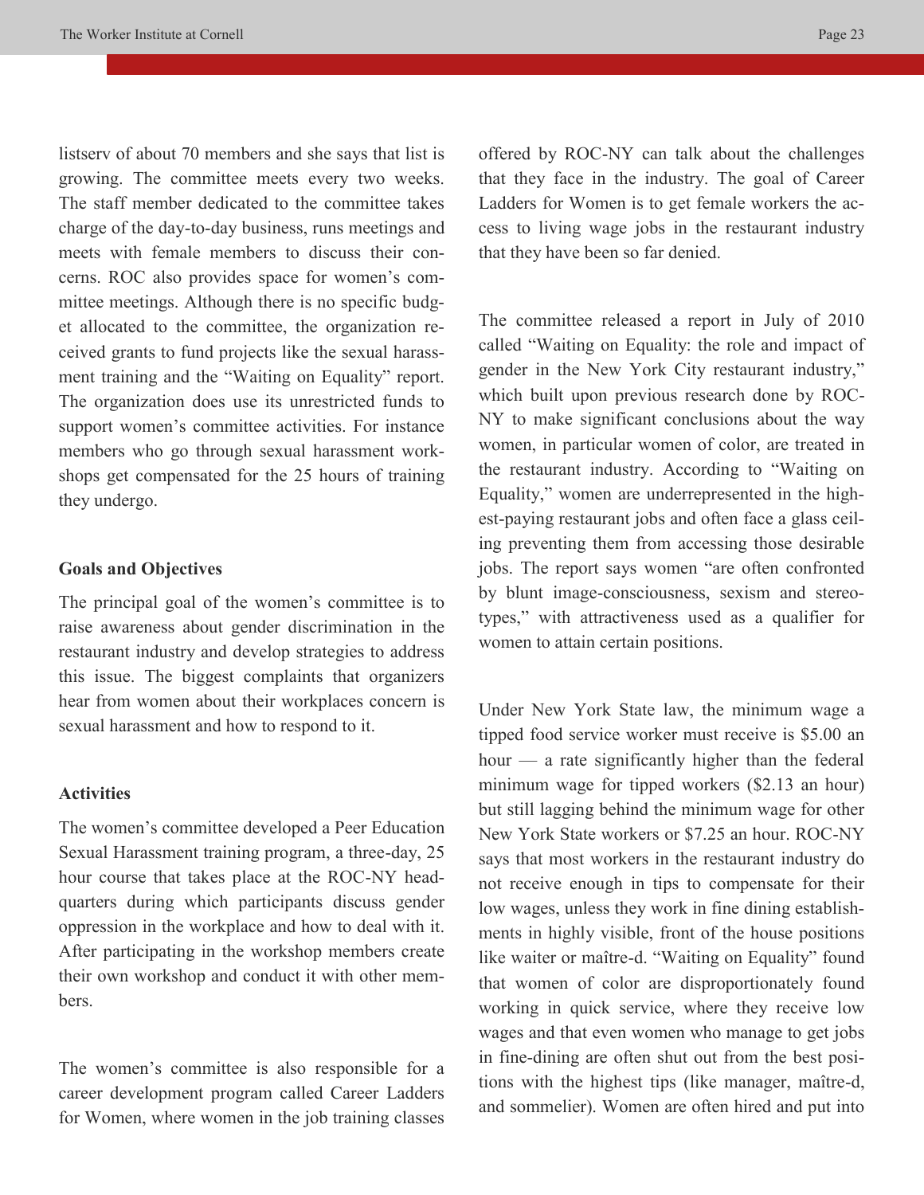listserv of about 70 members and she says that list is growing. The committee meets every two weeks. The staff member dedicated to the committee takes charge of the day-to-day business, runs meetings and meets with female members to discuss their concerns. ROC also provides space for women's committee meetings. Although there is no specific budget allocated to the committee, the organization received grants to fund projects like the sexual harassment training and the "Waiting on Equality" report. The organization does use its unrestricted funds to support women's committee activities. For instance members who go through sexual harassment workshops get compensated for the 25 hours of training they undergo.

**Goals and Objectives**

The principal goal of the women's committee is to raise awareness about gender discrimination in the restaurant industry and develop strategies to address this issue. The biggest complaints that organizers hear from women about their workplaces concern is sexual harassment and how to respond to it.

**Activities**

The women's committee developed a Peer Education Sexual Harassment training program, a three-day, 25 hour course that takes place at the ROC-NY headquarters during which participants discuss gender oppression in the workplace and how to deal with it. After participating in the workshop members create their own workshop and conduct it with other members.

The women's committee is also responsible for a career development program called Career Ladders for Women, where women in the job training classes offered by ROC-NY can talk about the challenges that they face in the industry. The goal of Career Ladders for Women is to get female workers the access to living wage jobs in the restaurant industry that they have been so far denied.

The committee released a report in July of 2010 called "Waiting on Equality: the role and impact of gender in the New York City restaurant industry," which built upon previous research done by ROC-NY to make significant conclusions about the way women, in particular women of color, are treated in the restaurant industry. According to "Waiting on Equality," women are underrepresented in the highest-paying restaurant jobs and often face a glass ceiling preventing them from accessing those desirable jobs. The report says women "are often confronted by blunt image-consciousness, sexism and stereotypes," with attractiveness used as a qualifier for women to attain certain positions.

Under New York State law, the minimum wage a tipped food service worker must receive is $5.00 an hour — a rate significantly higher than the federal minimum wage for tipped workers ($2.13 an hour) but still lagging behind the minimum wage for other New York State workers or $7.25 an hour. ROC-NY says that most workers in the restaurant industry do not receive enough in tips to compensate for their low wages, unless they work in fine dining establishments in highly visible, front of the house positions like waiter or maître-d. "Waiting on Equality" found that women of color are disproportionately found working in quick service, where they receive low wages and that even women who manage to get jobs in fine-dining are often shut out from the best positions with the highest tips (like manager, maître-d, and sommelier). Women are often hired and put into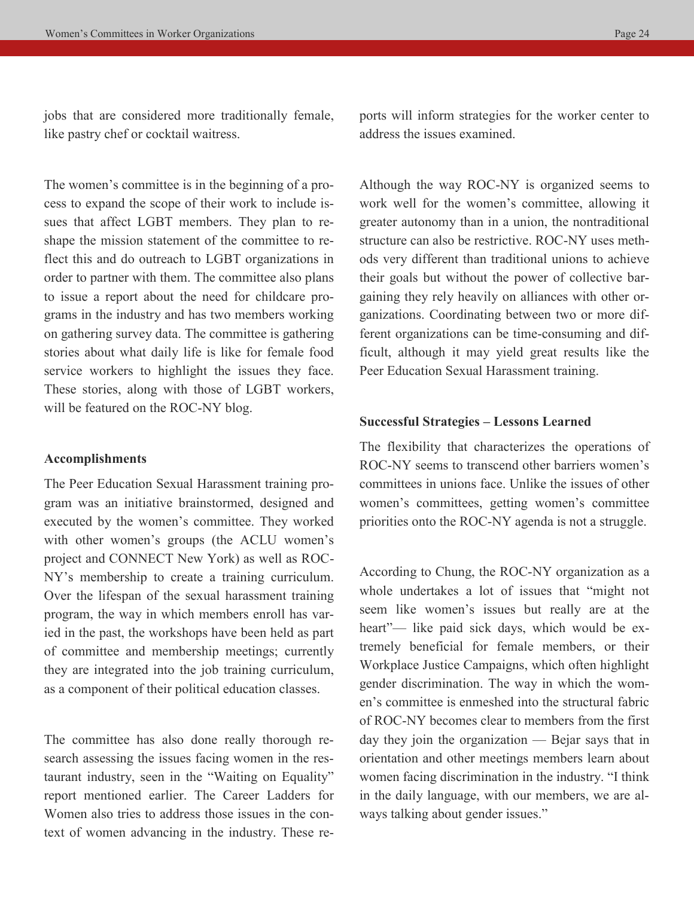jobs that are considered more traditionally female, like pastry chef or cocktail waitress.

The women's committee is in the beginning of a process to expand the scope of their work to include issues that affect LGBT members. They plan to reshape the mission statement of the committee to reflect this and do outreach to LGBT organizations in order to partner with them. The committee also plans to issue a report about the need for childcare programs in the industry and has two members working on gathering survey data. The committee is gathering stories about what daily life is like for female food service workers to highlight the issues they face. These stories, along with those of LGBT workers, will be featured on the ROC-NY blog.

**Accomplishments**

The Peer Education Sexual Harassment training program was an initiative brainstormed, designed and executed by the women's committee. They worked with other women's groups (the ACLU women's project and CONNECT New York) as well as ROC-NY's membership to create a training curriculum. Over the lifespan of the sexual harassment training program, the way in which members enroll has varied in the past, the workshops have been held as part of committee and membership meetings; currently they are integrated into the job training curriculum, as a component of their political education classes.

The committee has also done really thorough research assessing the issues facing women in the restaurant industry, seen in the "Waiting on Equality" report mentioned earlier. The Career Ladders for Women also tries to address those issues in the context of women advancing in the industry. These reports will inform strategies for the worker center to address the issues examined.

Although the way ROC-NY is organized seems to work well for the women's committee, allowing it greater autonomy than in a union, the nontraditional structure can also be restrictive. ROC-NY uses methods very different than traditional unions to achieve their goals but without the power of collective bargaining they rely heavily on alliances with other organizations. Coordinating between two or more different organizations can be time-consuming and difficult, although it may yield great results like the Peer Education Sexual Harassment training.

**Successful Strategies – Lessons Learned**

The flexibility that characterizes the operations of ROC-NY seems to transcend other barriers women's committees in unions face. Unlike the issues of other women's committees, getting women's committee priorities onto the ROC-NY agenda is not a struggle.

According to Chung, the ROC-NY organization as a whole undertakes a lot of issues that "might not seem like women's issues but really are at the heart"— like paid sick days, which would be extremely beneficial for female members, or their Workplace Justice Campaigns, which often highlight gender discrimination. The way in which the women's committee is enmeshed into the structural fabric of ROC-NY becomes clear to members from the first day they join the organization — Bejar says that in orientation and other meetings members learn about women facing discrimination in the industry. "I think in the daily language, with our members, we are always talking about gender issues."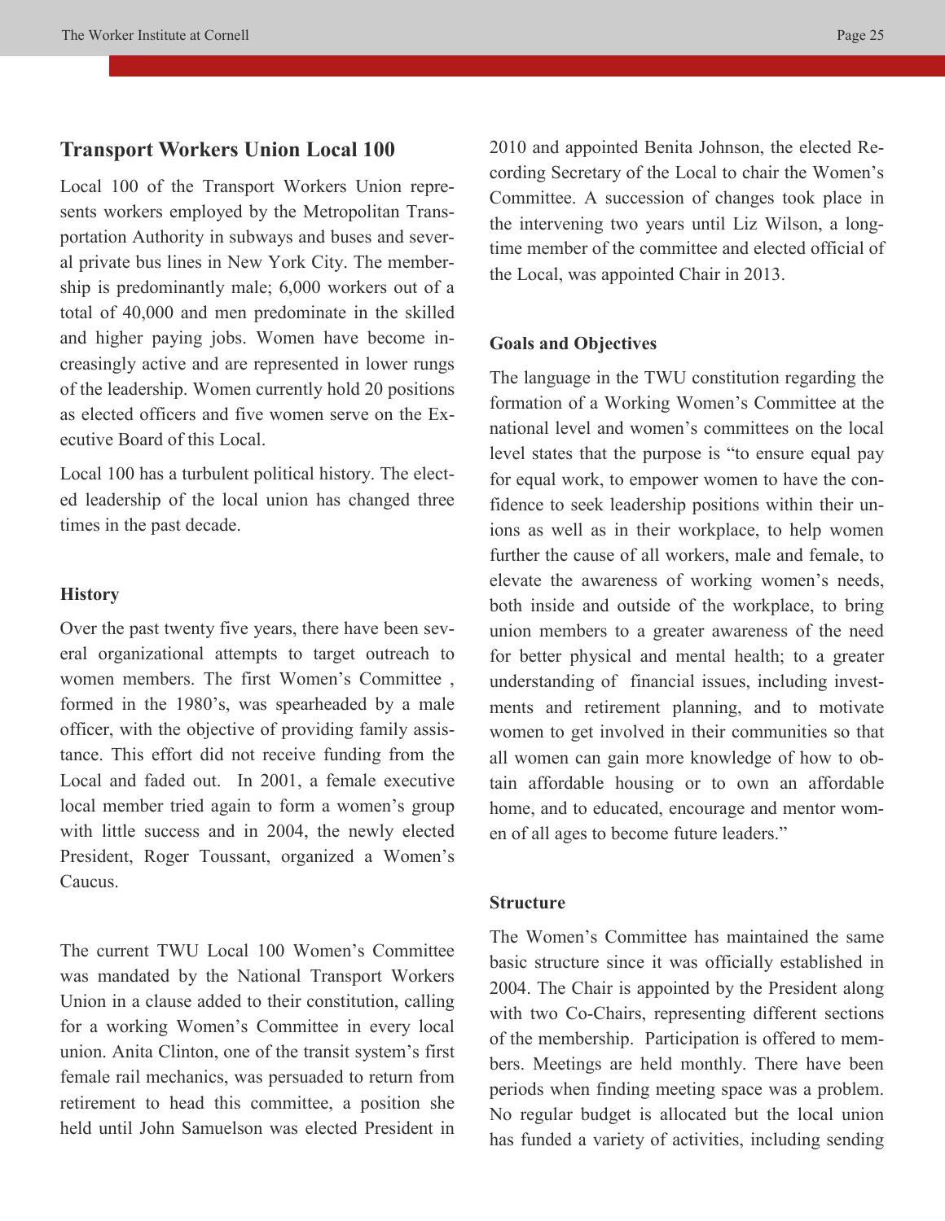## Transport Workers Union Local 100

Local 100 of the Transport Workers Union represents workers employed by the Metropolitan Transportation Authority in subways and buses and several private bus lines in New York City. The membership is predominantly male; 6,000 workers out of a total of 40,000 and men predominate in the skilled and higher paying jobs. Women have become increasingly active and are represented in lower rungs of the leadership. Women currently hold 20 positions as elected officers and five women serve on the Executive Board of this Local.

Local 100 has a turbulent political history. The elected leadership of the local union has changed three times in the past decade.

### History

Over the past twenty five years, there have been several organizational attempts to target outreach to women members. The first Women's Committee , formed in the 1980's, was spearheaded by a male officer, with the objective of providing family assistance. This effort did not receive funding from the Local and faded out. In 2001, a female executive local member tried again to form a women's group with little success and in 2004, the newly elected President, Roger Toussant, organized a Women's Caucus.

The current TWU Local 100 Women's Committee was mandated by the National Transport Workers Union in a clause added to their constitution, calling for a working Women's Committee in every local union. Anita Clinton, one of the transit system's first female rail mechanics, was persuaded to return from retirement to head this committee, a position she held until John Samuelson was elected President in 2010 and appointed Benita Johnson, the elected Recording Secretary of the Local to chair the Women's Committee. A succession of changes took place in the intervening two years until Liz Wilson, a longtime member of the committee and elected official of the Local, was appointed Chair in 2013.

### Goals and Objectives

The language in the TWU constitution regarding the formation of a Working Women's Committee at the national level and women's committees on the local level states that the purpose is "to ensure equal pay for equal work, to empower women to have the confidence to seek leadership positions within their unions as well as in their workplace, to help women further the cause of all workers, male and female, to elevate the awareness of working women's needs, both inside and outside of the workplace, to bring union members to a greater awareness of the need for better physical and mental health; to a greater understanding of financial issues, including investments and retirement planning, and to motivate women to get involved in their communities so that all women can gain more knowledge of how to obtain affordable housing or to own an affordable home, and to educated, encourage and mentor women of all ages to become future leaders."

### Structure

The Women's Committee has maintained the same basic structure since it was officially established in 2004. The Chair is appointed by the President along with two Co-Chairs, representing different sections of the membership. Participation is offered to members. Meetings are held monthly. There have been periods when finding meeting space was a problem. No regular budget is allocated but the local union has funded a variety of activities, including sending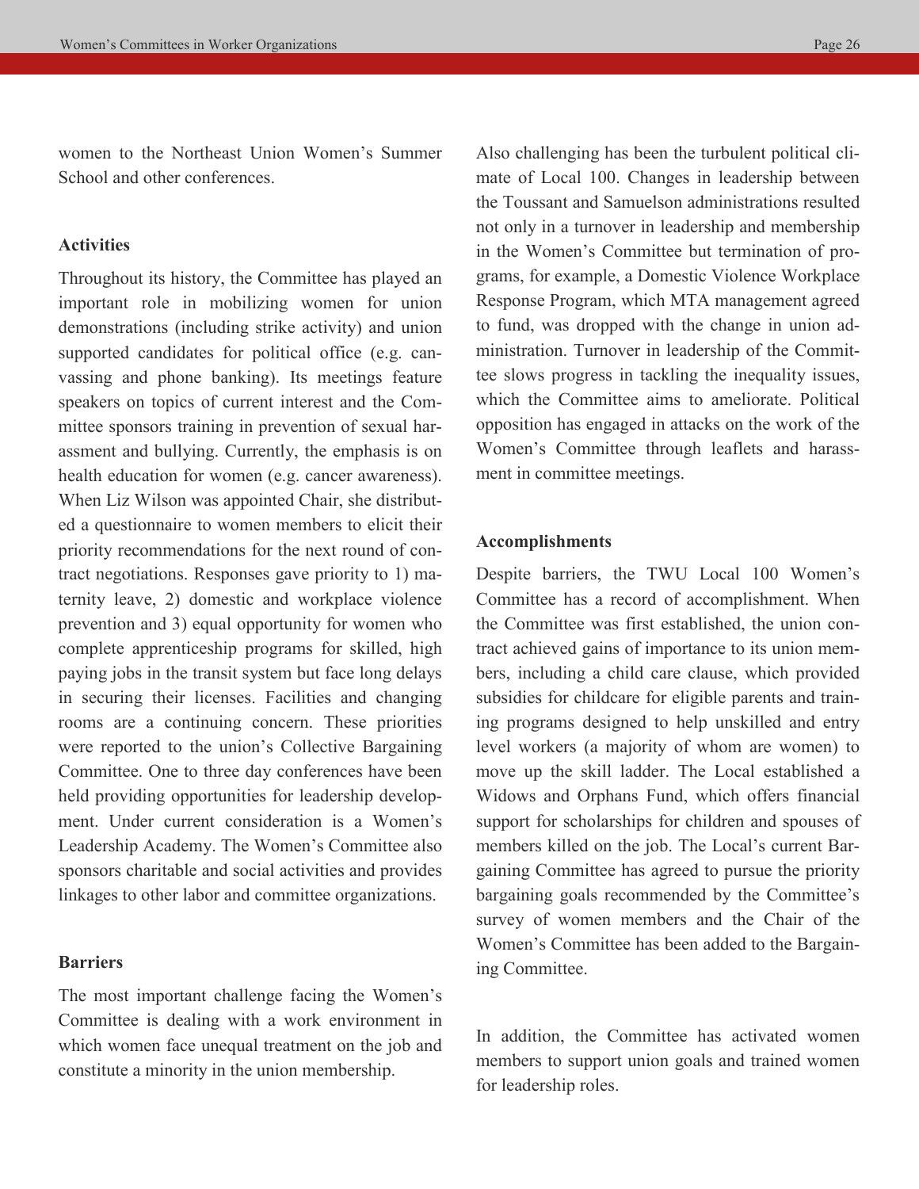women to the Northeast Union Women's Summer School and other conferences.

**Activities**

Throughout its history, the Committee has played an important role in mobilizing women for union demonstrations (including strike activity) and union supported candidates for political office (e.g. canvassing and phone banking). Its meetings feature speakers on topics of current interest and the Committee sponsors training in prevention of sexual harassment and bullying. Currently, the emphasis is on health education for women (e.g. cancer awareness). When Liz Wilson was appointed Chair, she distributed a questionnaire to women members to elicit their priority recommendations for the next round of contract negotiations. Responses gave priority to 1) maternity leave, 2) domestic and workplace violence prevention and 3) equal opportunity for women who complete apprenticeship programs for skilled, high paying jobs in the transit system but face long delays in securing their licenses. Facilities and changing rooms are a continuing concern. These priorities were reported to the union's Collective Bargaining Committee. One to three day conferences have been held providing opportunities for leadership development. Under current consideration is a Women's Leadership Academy. The Women's Committee also sponsors charitable and social activities and provides linkages to other labor and committee organizations.

**Barriers**

The most important challenge facing the Women's Committee is dealing with a work environment in which women face unequal treatment on the job and constitute a minority in the union membership.

Also challenging has been the turbulent political climate of Local 100. Changes in leadership between the Toussant and Samuelson administrations resulted not only in a turnover in leadership and membership in the Women's Committee but termination of programs, for example, a Domestic Violence Workplace Response Program, which MTA management agreed to fund, was dropped with the change in union administration. Turnover in leadership of the Committee slows progress in tackling the inequality issues, which the Committee aims to ameliorate. Political opposition has engaged in attacks on the work of the Women's Committee through leaflets and harassment in committee meetings.

**Accomplishments**

Despite barriers, the TWU Local 100 Women's Committee has a record of accomplishment. When the Committee was first established, the union contract achieved gains of importance to its union members, including a child care clause, which provided subsidies for childcare for eligible parents and training programs designed to help unskilled and entry level workers (a majority of whom are women) to move up the skill ladder. The Local established a Widows and Orphans Fund, which offers financial support for scholarships for children and spouses of members killed on the job. The Local's current Bargaining Committee has agreed to pursue the priority bargaining goals recommended by the Committee's survey of women members and the Chair of the Women's Committee has been added to the Bargaining Committee.

In addition, the Committee has activated women members to support union goals and trained women for leadership roles.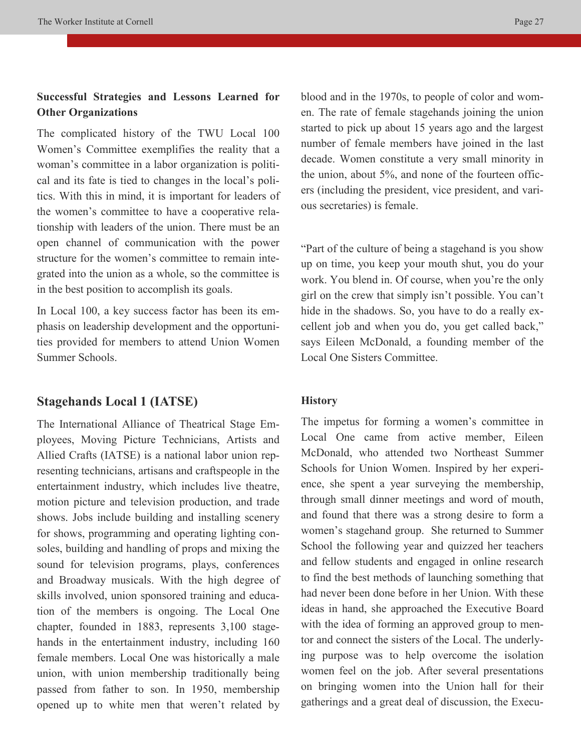**Successful Strategies and Lessons Learned for Other Organizations**

The complicated history of the TWU Local 100 Women's Committee exemplifies the reality that a woman's committee in a labor organization is political and its fate is tied to changes in the local's politics. With this in mind, it is important for leaders of the women's committee to have a cooperative relationship with leaders of the union. There must be an open channel of communication with the power structure for the women's committee to remain integrated into the union as a whole, so the committee is in the best position to accomplish its goals.

In Local 100, a key success factor has been its emphasis on leadership development and the opportunities provided for members to attend Union Women Summer Schools.

## Stagehands Local 1 (IATSE)

The International Alliance of Theatrical Stage Employees, Moving Picture Technicians, Artists and Allied Crafts (IATSE) is a national labor union representing technicians, artisans and craftspeople in the entertainment industry, which includes live theatre, motion picture and television production, and trade shows. Jobs include building and installing scenery for shows, programming and operating lighting consoles, building and handling of props and mixing the sound for television programs, plays, conferences and Broadway musicals. With the high degree of skills involved, union sponsored training and education of the members is ongoing. The Local One chapter, founded in 1883, represents 3,100 stagehands in the entertainment industry, including 160 female members. Local One was historically a male union, with union membership traditionally being passed from father to son. In 1950, membership opened up to white men that weren't related by blood and in the 1970s, to people of color and women. The rate of female stagehands joining the union started to pick up about 15 years ago and the largest number of female members have joined in the last decade. Women constitute a very small minority in the union, about 5%, and none of the fourteen officers (including the president, vice president, and various secretaries) is female.

"Part of the culture of being a stagehand is you show up on time, you keep your mouth shut, you do your work. You blend in. Of course, when you're the only girl on the crew that simply isn't possible. You can't hide in the shadows. So, you have to do a really excellent job and when you do, you get called back," says Eileen McDonald, a founding member of the Local One Sisters Committee.

**History**

The impetus for forming a women's committee in Local One came from active member, Eileen McDonald, who attended two Northeast Summer Schools for Union Women. Inspired by her experience, she spent a year surveying the membership, through small dinner meetings and word of mouth, and found that there was a strong desire to form a women's stagehand group. She returned to Summer School the following year and quizzed her teachers and fellow students and engaged in online research to find the best methods of launching something that had never been done before in her Union. With these ideas in hand, she approached the Executive Board with the idea of forming an approved group to mentor and connect the sisters of the Local. The underlying purpose was to help overcome the isolation women feel on the job. After several presentations on bringing women into the Union hall for their gatherings and a great deal of discussion, the Execu-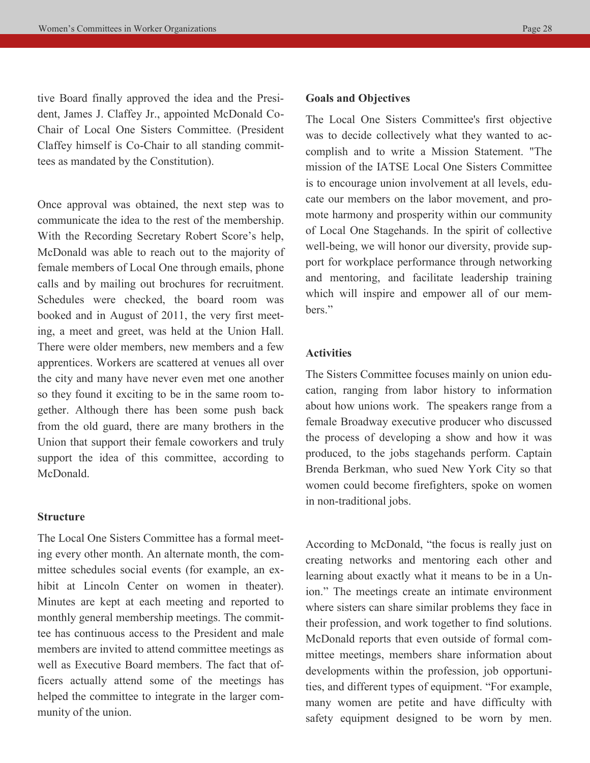tive Board finally approved the idea and the President, James J. Claffey Jr., appointed McDonald Co-Chair of Local One Sisters Committee. (President Claffey himself is Co-Chair to all standing committees as mandated by the Constitution).

Once approval was obtained, the next step was to communicate the idea to the rest of the membership. With the Recording Secretary Robert Score's help, McDonald was able to reach out to the majority of female members of Local One through emails, phone calls and by mailing out brochures for recruitment. Schedules were checked, the board room was booked and in August of 2011, the very first meeting, a meet and greet, was held at the Union Hall. There were older members, new members and a few apprentices. Workers are scattered at venues all over the city and many have never even met one another so they found it exciting to be in the same room together. Although there has been some push back from the old guard, there are many brothers in the Union that support their female coworkers and truly support the idea of this committee, according to McDonald.

**Structure**

The Local One Sisters Committee has a formal meeting every other month. An alternate month, the committee schedules social events (for example, an exhibit at Lincoln Center on women in theater). Minutes are kept at each meeting and reported to monthly general membership meetings. The committee has continuous access to the President and male members are invited to attend committee meetings as well as Executive Board members. The fact that officers actually attend some of the meetings has helped the committee to integrate in the larger community of the union.

**Goals and Objectives**

The Local One Sisters Committee's first objective was to decide collectively what they wanted to accomplish and to write a Mission Statement. "The mission of the IATSE Local One Sisters Committee is to encourage union involvement at all levels, educate our members on the labor movement, and promote harmony and prosperity within our community of Local One Stagehands. In the spirit of collective well-being, we will honor our diversity, provide support for workplace performance through networking and mentoring, and facilitate leadership training which will inspire and empower all of our members."

**Activities**

The Sisters Committee focuses mainly on union education, ranging from labor history to information about how unions work. The speakers range from a female Broadway executive producer who discussed the process of developing a show and how it was produced, to the jobs stagehands perform. Captain Brenda Berkman, who sued New York City so that women could become firefighters, spoke on women in non-traditional jobs.

According to McDonald, "the focus is really just on creating networks and mentoring each other and learning about exactly what it means to be in a Union." The meetings create an intimate environment where sisters can share similar problems they face in their profession, and work together to find solutions. McDonald reports that even outside of formal committee meetings, members share information about developments within the profession, job opportunities, and different types of equipment. "For example, many women are petite and have difficulty with safety equipment designed to be worn by men.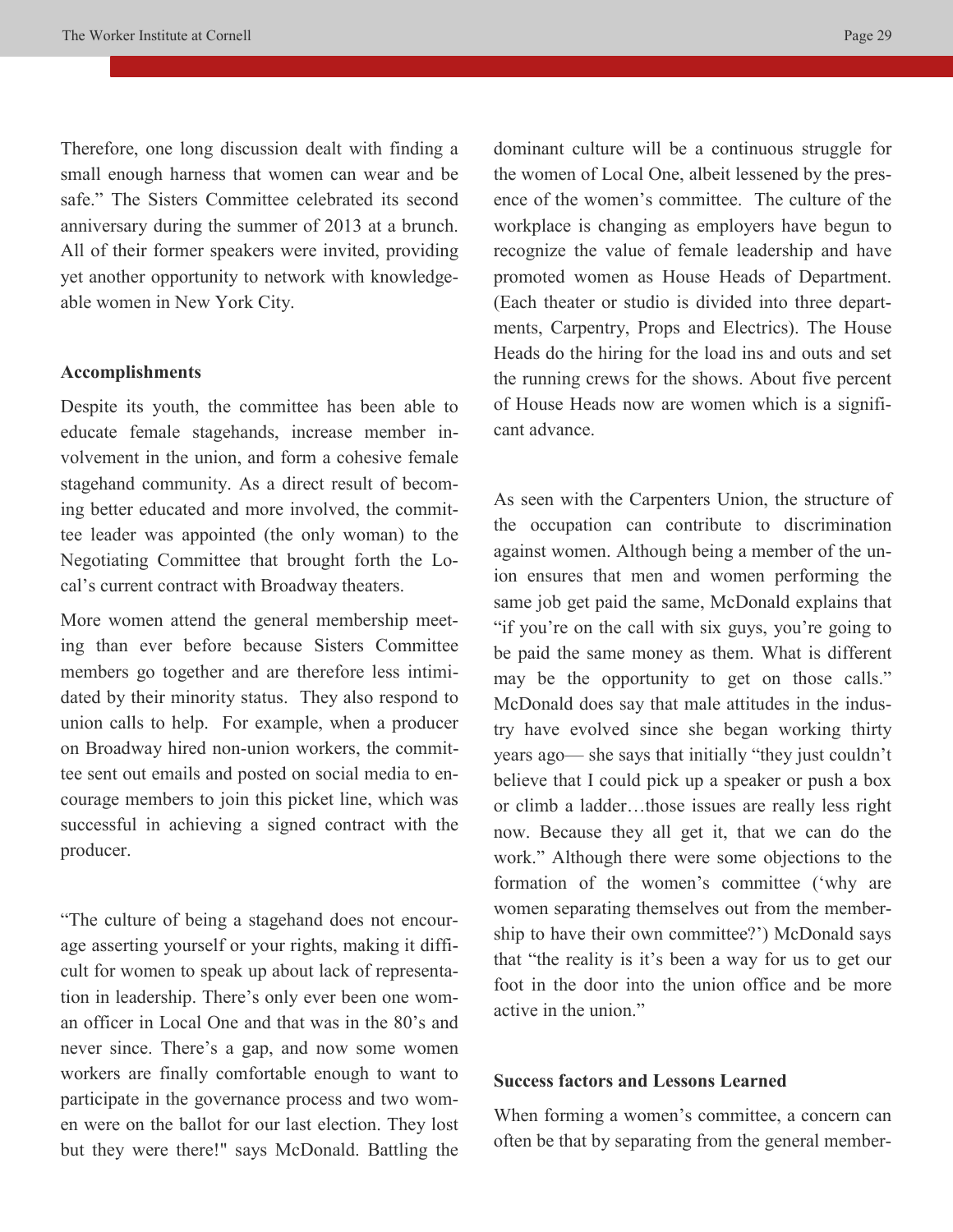Therefore, one long discussion dealt with finding a small enough harness that women can wear and be safe." The Sisters Committee celebrated its second anniversary during the summer of 2013 at a brunch. All of their former speakers were invited, providing yet another opportunity to network with knowledgeable women in New York City.

**Accomplishments**

Despite its youth, the committee has been able to educate female stagehands, increase member involvement in the union, and form a cohesive female stagehand community. As a direct result of becoming better educated and more involved, the committee leader was appointed (the only woman) to the Negotiating Committee that brought forth the Local's current contract with Broadway theaters.

More women attend the general membership meeting than ever before because Sisters Committee members go together and are therefore less intimidated by their minority status. They also respond to union calls to help. For example, when a producer on Broadway hired non-union workers, the committee sent out emails and posted on social media to encourage members to join this picket line, which was successful in achieving a signed contract with the producer.

"The culture of being a stagehand does not encourage asserting yourself or your rights, making it difficult for women to speak up about lack of representation in leadership. There's only ever been one woman officer in Local One and that was in the 80's and never since. There's a gap, and now some women workers are finally comfortable enough to want to participate in the governance process and two women were on the ballot for our last election. They lost but they were there!" says McDonald. Battling the dominant culture will be a continuous struggle for the women of Local One, albeit lessened by the presence of the women's committee. The culture of the workplace is changing as employers have begun to recognize the value of female leadership and have promoted women as House Heads of Department. (Each theater or studio is divided into three departments, Carpentry, Props and Electrics). The House Heads do the hiring for the load ins and outs and set the running crews for the shows. About five percent of House Heads now are women which is a significant advance.

As seen with the Carpenters Union, the structure of the occupation can contribute to discrimination against women. Although being a member of the union ensures that men and women performing the same job get paid the same, McDonald explains that "if you're on the call with six guys, you're going to be paid the same money as them. What is different may be the opportunity to get on those calls." McDonald does say that male attitudes in the industry have evolved since she began working thirty years ago— she says that initially "they just couldn't believe that I could pick up a speaker or push a box or climb a ladder…those issues are really less right now. Because they all get it, that we can do the work." Although there were some objections to the formation of the women's committee ('why are women separating themselves out from the membership to have their own committee?') McDonald says that "the reality is it's been a way for us to get our foot in the door into the union office and be more active in the union."

**Success factors and Lessons Learned**

When forming a women's committee, a concern can often be that by separating from the general member-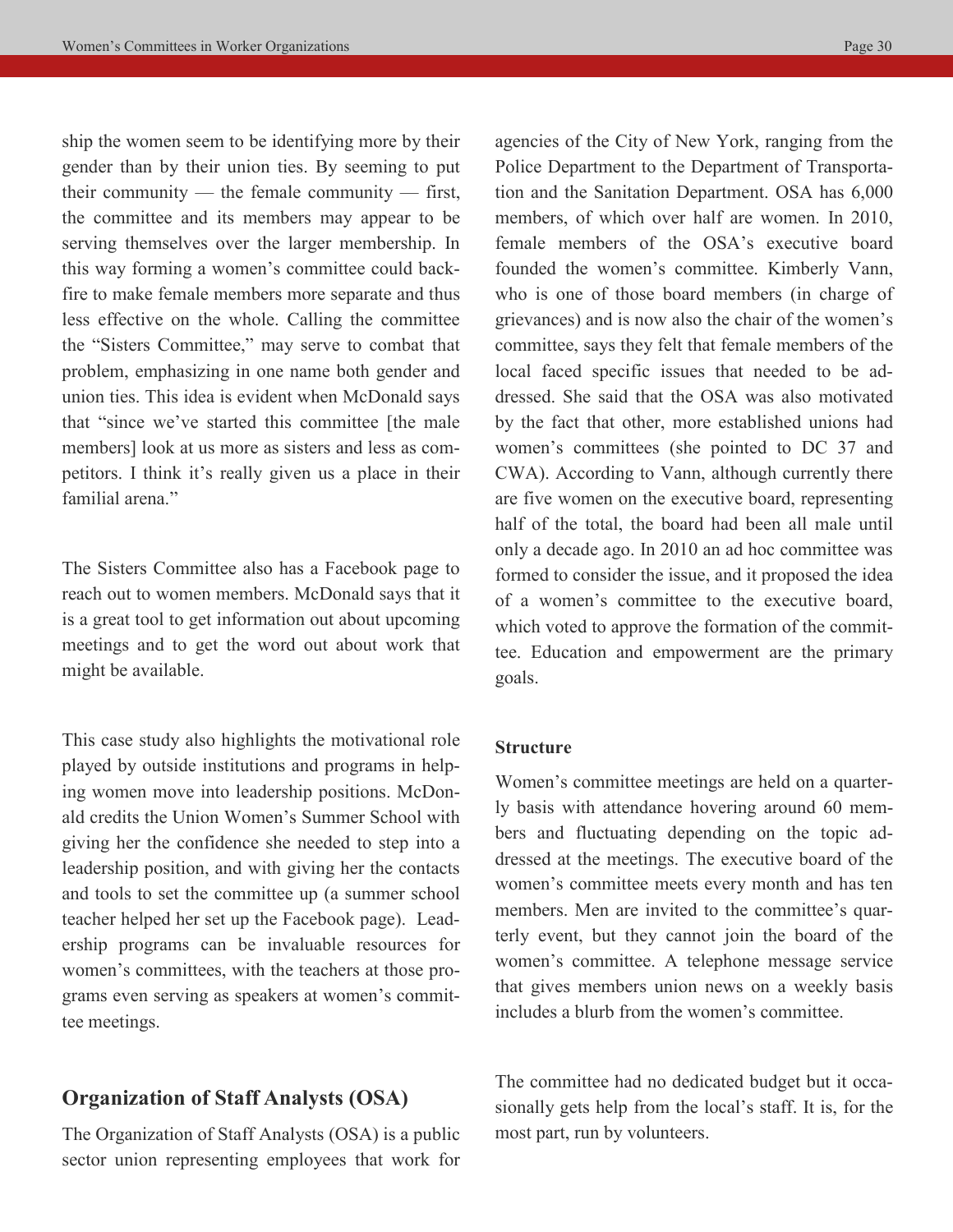ship the women seem to be identifying more by their gender than by their union ties. By seeming to put their community — the female community — first, the committee and its members may appear to be serving themselves over the larger membership. In this way forming a women's committee could backfire to make female members more separate and thus less effective on the whole. Calling the committee the "Sisters Committee," may serve to combat that problem, emphasizing in one name both gender and union ties. This idea is evident when McDonald says that "since we've started this committee [the male members] look at us more as sisters and less as competitors. I think it's really given us a place in their familial arena."

The Sisters Committee also has a Facebook page to reach out to women members. McDonald says that it is a great tool to get information out about upcoming meetings and to get the word out about work that might be available.

This case study also highlights the motivational role played by outside institutions and programs in helping women move into leadership positions. McDonald credits the Union Women's Summer School with giving her the confidence she needed to step into a leadership position, and with giving her the contacts and tools to set the committee up (a summer school teacher helped her set up the Facebook page). Leadership programs can be invaluable resources for women's committees, with the teachers at those programs even serving as speakers at women's committee meetings.

## Organization of Staff Analysts (OSA)

The Organization of Staff Analysts (OSA) is a public sector union representing employees that work for agencies of the City of New York, ranging from the Police Department to the Department of Transportation and the Sanitation Department. OSA has 6,000 members, of which over half are women. In 2010, female members of the OSA's executive board founded the women's committee. Kimberly Vann, who is one of those board members (in charge of grievances) and is now also the chair of the women's committee, says they felt that female members of the local faced specific issues that needed to be addressed. She said that the OSA was also motivated by the fact that other, more established unions had women's committees (she pointed to DC 37 and CWA). According to Vann, although currently there are five women on the executive board, representing half of the total, the board had been all male until only a decade ago. In 2010 an ad hoc committee was formed to consider the issue, and it proposed the idea of a women's committee to the executive board, which voted to approve the formation of the committee. Education and empowerment are the primary goals.

**Structure**

Women's committee meetings are held on a quarterly basis with attendance hovering around 60 members and fluctuating depending on the topic addressed at the meetings. The executive board of the women's committee meets every month and has ten members. Men are invited to the committee's quarterly event, but they cannot join the board of the women's committee. A telephone message service that gives members union news on a weekly basis includes a blurb from the women's committee.

The committee had no dedicated budget but it occasionally gets help from the local's staff. It is, for the most part, run by volunteers.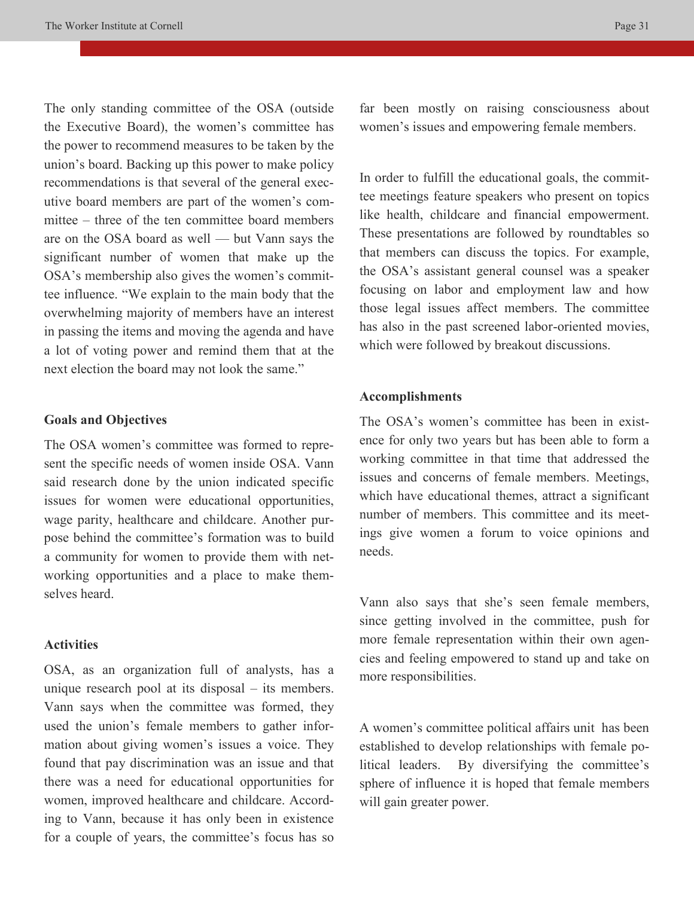The only standing committee of the OSA (outside the Executive Board), the women's committee has the power to recommend measures to be taken by the union's board. Backing up this power to make policy recommendations is that several of the general executive board members are part of the women's committee – three of the ten committee board members are on the OSA board as well — but Vann says the significant number of women that make up the OSA's membership also gives the women's committee influence. "We explain to the main body that the overwhelming majority of members have an interest in passing the items and moving the agenda and have a lot of voting power and remind them that at the next election the board may not look the same."

**Goals and Objectives**

The OSA women's committee was formed to represent the specific needs of women inside OSA. Vann said research done by the union indicated specific issues for women were educational opportunities, wage parity, healthcare and childcare. Another purpose behind the committee's formation was to build a community for women to provide them with networking opportunities and a place to make themselves heard.

**Activities**

OSA, as an organization full of analysts, has a unique research pool at its disposal – its members. Vann says when the committee was formed, they used the union's female members to gather information about giving women's issues a voice. They found that pay discrimination was an issue and that there was a need for educational opportunities for women, improved healthcare and childcare. According to Vann, because it has only been in existence for a couple of years, the committee's focus has so far been mostly on raising consciousness about women's issues and empowering female members.

In order to fulfill the educational goals, the committee meetings feature speakers who present on topics like health, childcare and financial empowerment. These presentations are followed by roundtables so that members can discuss the topics. For example, the OSA's assistant general counsel was a speaker focusing on labor and employment law and how those legal issues affect members. The committee has also in the past screened labor-oriented movies, which were followed by breakout discussions.

**Accomplishments**

The OSA's women's committee has been in existence for only two years but has been able to form a working committee in that time that addressed the issues and concerns of female members. Meetings, which have educational themes, attract a significant number of members. This committee and its meetings give women a forum to voice opinions and needs.

Vann also says that she's seen female members, since getting involved in the committee, push for more female representation within their own agencies and feeling empowered to stand up and take on more responsibilities.

A women's committee political affairs unit has been established to develop relationships with female political leaders. By diversifying the committee's sphere of influence it is hoped that female members will gain greater power.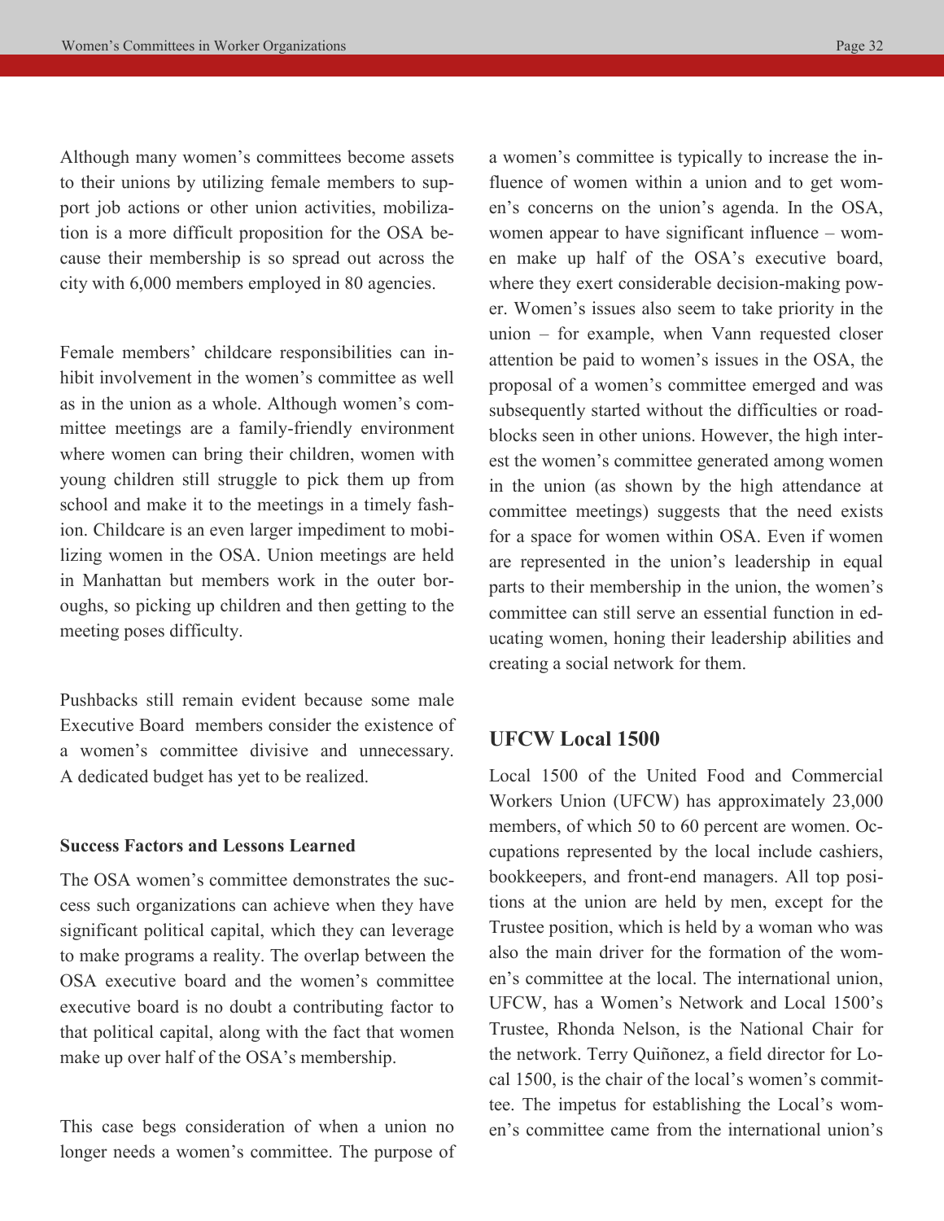Although many women's committees become assets to their unions by utilizing female members to support job actions or other union activities, mobilization is a more difficult proposition for the OSA because their membership is so spread out across the city with 6,000 members employed in 80 agencies.

Female members' childcare responsibilities can inhibit involvement in the women's committee as well as in the union as a whole. Although women's committee meetings are a family-friendly environment where women can bring their children, women with young children still struggle to pick them up from school and make it to the meetings in a timely fashion. Childcare is an even larger impediment to mobilizing women in the OSA. Union meetings are held in Manhattan but members work in the outer boroughs, so picking up children and then getting to the meeting poses difficulty.

Pushbacks still remain evident because some male Executive Board members consider the existence of a women's committee divisive and unnecessary. A dedicated budget has yet to be realized.

**Success Factors and Lessons Learned**

The OSA women's committee demonstrates the success such organizations can achieve when they have significant political capital, which they can leverage to make programs a reality. The overlap between the OSA executive board and the women's committee executive board is no doubt a contributing factor to that political capital, along with the fact that women make up over half of the OSA's membership.

This case begs consideration of when a union no longer needs a women's committee. The purpose of a women's committee is typically to increase the influence of women within a union and to get women's concerns on the union's agenda. In the OSA, women appear to have significant influence – women make up half of the OSA's executive board, where they exert considerable decision-making power. Women's issues also seem to take priority in the union – for example, when Vann requested closer attention be paid to women's issues in the OSA, the proposal of a women's committee emerged and was subsequently started without the difficulties or roadblocks seen in other unions. However, the high interest the women's committee generated among women in the union (as shown by the high attendance at committee meetings) suggests that the need exists for a space for women within OSA. Even if women are represented in the union's leadership in equal parts to their membership in the union, the women's committee can still serve an essential function in educating women, honing their leadership abilities and creating a social network for them.

## UFCW Local 1500

Local 1500 of the United Food and Commercial Workers Union (UFCW) has approximately 23,000 members, of which 50 to 60 percent are women. Occupations represented by the local include cashiers, bookkeepers, and front-end managers. All top positions at the union are held by men, except for the Trustee position, which is held by a woman who was also the main driver for the formation of the women's committee at the local. The international union, UFCW, has a Women's Network and Local 1500's Trustee, Rhonda Nelson, is the National Chair for the network. Terry Quiñonez, a field director for Local 1500, is the chair of the local's women's committee. The impetus for establishing the Local's women's committee came from the international union's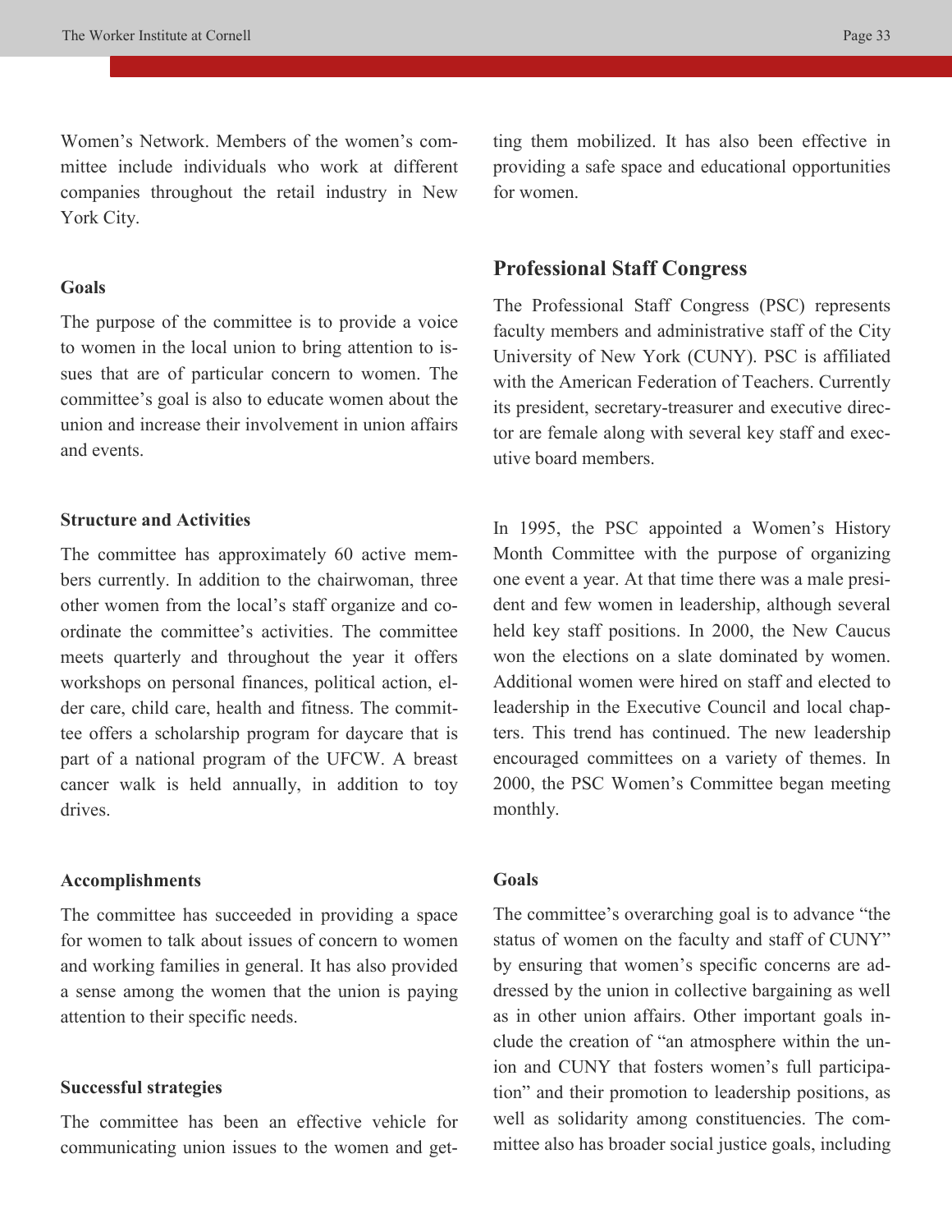Women's Network. Members of the women's committee include individuals who work at different companies throughout the retail industry in New York City.

**Goals**

The purpose of the committee is to provide a voice to women in the local union to bring attention to issues that are of particular concern to women. The committee's goal is also to educate women about the union and increase their involvement in union affairs and events.

**Structure and Activities**

The committee has approximately 60 active members currently. In addition to the chairwoman, three other women from the local's staff organize and coordinate the committee's activities. The committee meets quarterly and throughout the year it offers workshops on personal finances, political action, elder care, child care, health and fitness. The committee offers a scholarship program for daycare that is part of a national program of the UFCW. A breast cancer walk is held annually, in addition to toy drives.

**Accomplishments**

The committee has succeeded in providing a space for women to talk about issues of concern to women and working families in general. It has also provided a sense among the women that the union is paying attention to their specific needs.

**Successful strategies**

The committee has been an effective vehicle for communicating union issues to the women and getting them mobilized. It has also been effective in providing a safe space and educational opportunities for women.

## Professional Staff Congress

The Professional Staff Congress (PSC) represents faculty members and administrative staff of the City University of New York (CUNY). PSC is affiliated with the American Federation of Teachers. Currently its president, secretary-treasurer and executive director are female along with several key staff and executive board members.

In 1995, the PSC appointed a Women's History Month Committee with the purpose of organizing one event a year. At that time there was a male president and few women in leadership, although several held key staff positions. In 2000, the New Caucus won the elections on a slate dominated by women. Additional women were hired on staff and elected to leadership in the Executive Council and local chapters. This trend has continued. The new leadership encouraged committees on a variety of themes. In 2000, the PSC Women's Committee began meeting monthly.

**Goals**

The committee's overarching goal is to advance "the status of women on the faculty and staff of CUNY" by ensuring that women's specific concerns are addressed by the union in collective bargaining as well as in other union affairs. Other important goals include the creation of "an atmosphere within the union and CUNY that fosters women's full participation" and their promotion to leadership positions, as well as solidarity among constituencies. The committee also has broader social justice goals, including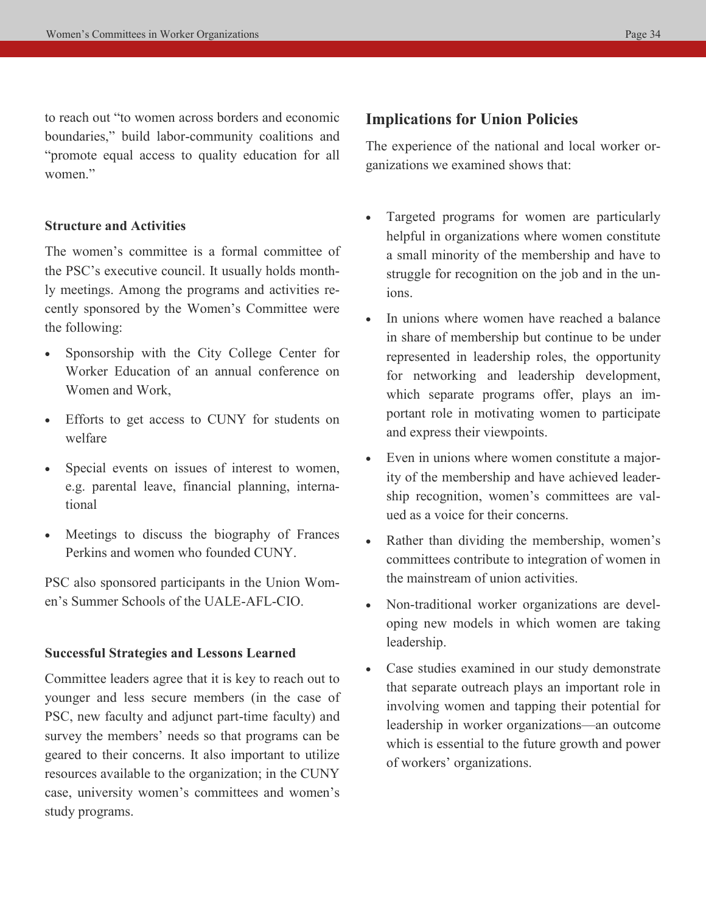to reach out "to women across borders and economic boundaries," build labor-community coalitions and "promote equal access to quality education for all women."

#### Structure and Activities

The women's committee is a formal committee of the PSC's executive council. It usually holds monthly meetings. Among the programs and activities recently sponsored by the Women's Committee were the following:

- Sponsorship with the City College Center for Worker Education of an annual conference on Women and Work,
- Efforts to get access to CUNY for students on welfare
- Special events on issues of interest to women, e.g. parental leave, financial planning, international
- Meetings to discuss the biography of Frances Perkins and women who founded CUNY.

PSC also sponsored participants in the Union Women's Summer Schools of the UALE-AFL-CIO.

#### Successful Strategies and Lessons Learned

Committee leaders agree that it is key to reach out to younger and less secure members (in the case of PSC, new faculty and adjunct part-time faculty) and survey the members' needs so that programs can be geared to their concerns. It also important to utilize resources available to the organization; in the CUNY case, university women's committees and women's study programs.

## Implications for Union Policies

The experience of the national and local worker organizations we examined shows that:

- Targeted programs for women are particularly helpful in organizations where women constitute a small minority of the membership and have to struggle for recognition on the job and in the unions.
- In unions where women have reached a balance in share of membership but continue to be under represented in leadership roles, the opportunity for networking and leadership development, which separate programs offer, plays an important role in motivating women to participate and express their viewpoints.
- Even in unions where women constitute a majority of the membership and have achieved leadership recognition, women's committees are valued as a voice for their concerns.
- Rather than dividing the membership, women's committees contribute to integration of women in the mainstream of union activities.
- Non-traditional worker organizations are developing new models in which women are taking leadership.
- Case studies examined in our study demonstrate that separate outreach plays an important role in involving women and tapping their potential for leadership in worker organizations—an outcome which is essential to the future growth and power of workers' organizations.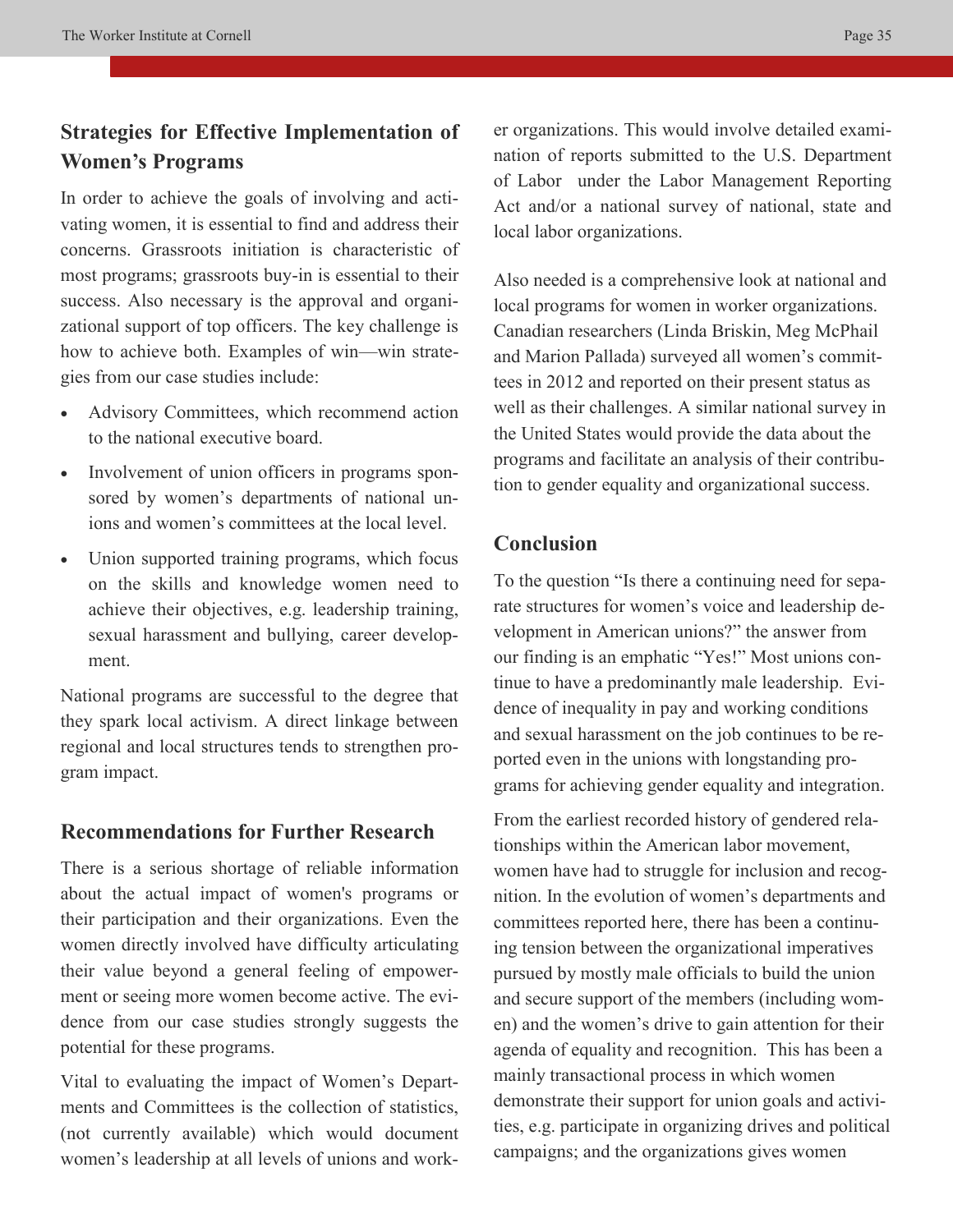## Strategies for Effective Implementation of Women's Programs

In order to achieve the goals of involving and activating women, it is essential to find and address their concerns. Grassroots initiation is characteristic of most programs; grassroots buy-in is essential to their success. Also necessary is the approval and organizational support of top officers. The key challenge is how to achieve both. Examples of win—win strategies from our case studies include:

- Advisory Committees, which recommend action to the national executive board.
- Involvement of union officers in programs sponsored by women's departments of national unions and women's committees at the local level.
- Union supported training programs, which focus on the skills and knowledge women need to achieve their objectives, e.g. leadership training, sexual harassment and bullying, career development.

National programs are successful to the degree that they spark local activism. A direct linkage between regional and local structures tends to strengthen program impact.

## Recommendations for Further Research

There is a serious shortage of reliable information about the actual impact of women's programs or their participation and their organizations. Even the women directly involved have difficulty articulating their value beyond a general feeling of empowerment or seeing more women become active. The evidence from our case studies strongly suggests the potential for these programs.

Vital to evaluating the impact of Women's Departments and Committees is the collection of statistics, (not currently available) which would document women's leadership at all levels of unions and worker organizations. This would involve detailed examination of reports submitted to the U.S. Department of Labor under the Labor Management Reporting Act and/or a national survey of national, state and local labor organizations.

Also needed is a comprehensive look at national and local programs for women in worker organizations. Canadian researchers (Linda Briskin, Meg McPhail and Marion Pallada) surveyed all women's committees in 2012 and reported on their present status as well as their challenges. A similar national survey in the United States would provide the data about the programs and facilitate an analysis of their contribution to gender equality and organizational success.

## Conclusion

To the question "Is there a continuing need for separate structures for women's voice and leadership development in American unions?" the answer from our finding is an emphatic "Yes!" Most unions continue to have a predominantly male leadership. Evidence of inequality in pay and working conditions and sexual harassment on the job continues to be reported even in the unions with longstanding programs for achieving gender equality and integration.

From the earliest recorded history of gendered relationships within the American labor movement, women have had to struggle for inclusion and recognition. In the evolution of women's departments and committees reported here, there has been a continuing tension between the organizational imperatives pursued by mostly male officials to build the union and secure support of the members (including women) and the women's drive to gain attention for their agenda of equality and recognition. This has been a mainly transactional process in which women demonstrate their support for union goals and activities, e.g. participate in organizing drives and political campaigns; and the organizations gives women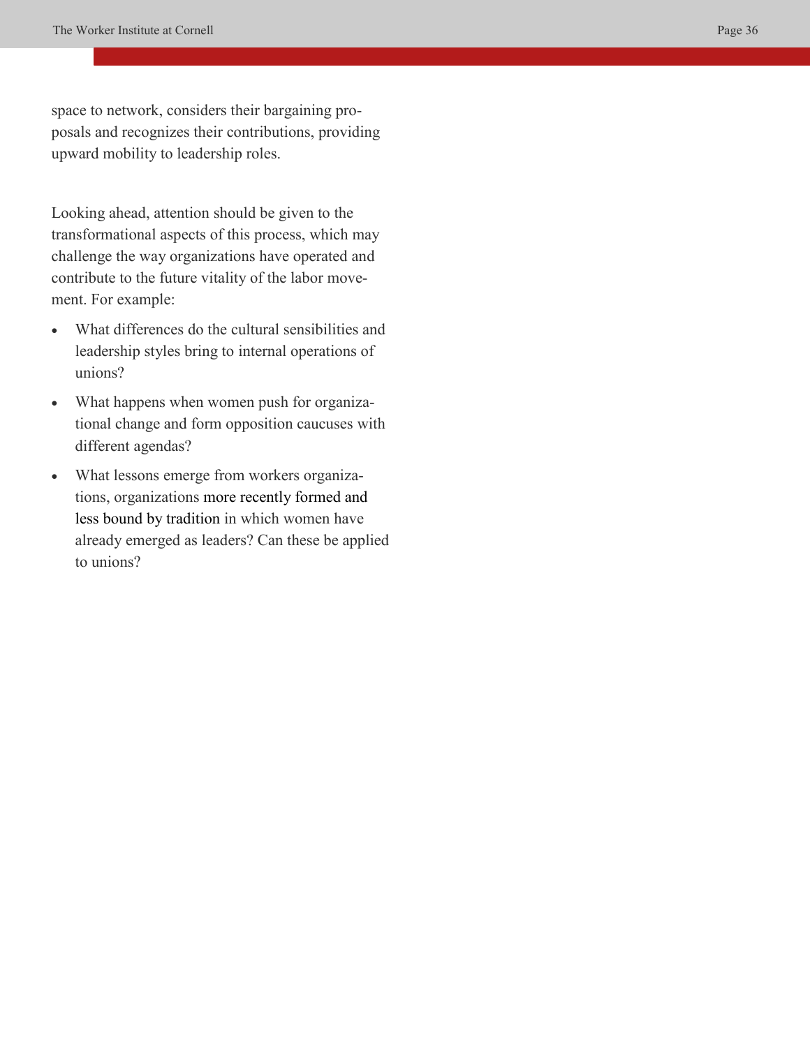space to network, considers their bargaining proposals and recognizes their contributions, providing upward mobility to leadership roles.

Looking ahead, attention should be given to the transformational aspects of this process, which may challenge the way organizations have operated and contribute to the future vitality of the labor movement. For example:

- What differences do the cultural sensibilities and leadership styles bring to internal operations of unions?
- What happens when women push for organizational change and form opposition caucuses with different agendas?
- What lessons emerge from workers organizations, organizations more recently formed and less bound by tradition in which women have already emerged as leaders? Can these be applied to unions?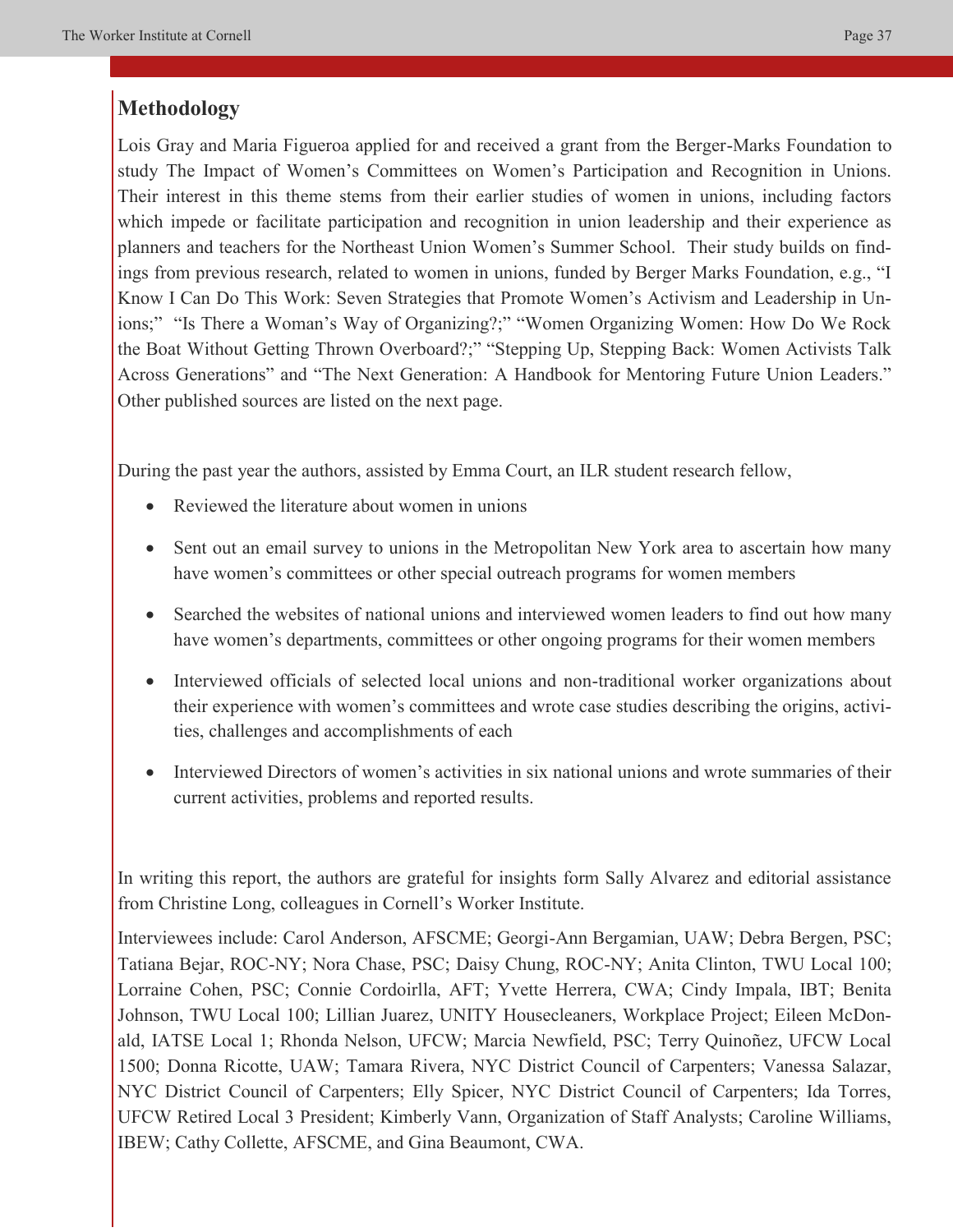## Methodology

Lois Gray and Maria Figueroa applied for and received a grant from the Berger-Marks Foundation to study The Impact of Women's Committees on Women's Participation and Recognition in Unions. Their interest in this theme stems from their earlier studies of women in unions, including factors which impede or facilitate participation and recognition in union leadership and their experience as planners and teachers for the Northeast Union Women's Summer School. Their study builds on findings from previous research, related to women in unions, funded by Berger Marks Foundation, e.g., "I Know I Can Do This Work: Seven Strategies that Promote Women's Activism and Leadership in Unions;" "Is There a Woman's Way of Organizing?;" "Women Organizing Women: How Do We Rock the Boat Without Getting Thrown Overboard?;" "Stepping Up, Stepping Back: Women Activists Talk Across Generations" and "The Next Generation: A Handbook for Mentoring Future Union Leaders." Other published sources are listed on the next page.

During the past year the authors, assisted by Emma Court, an ILR student research fellow,

- Reviewed the literature about women in unions
- Sent out an email survey to unions in the Metropolitan New York area to ascertain how many have women's committees or other special outreach programs for women members
- Searched the websites of national unions and interviewed women leaders to find out how many have women's departments, committees or other ongoing programs for their women members
- Interviewed officials of selected local unions and non-traditional worker organizations about their experience with women's committees and wrote case studies describing the origins, activities, challenges and accomplishments of each
- Interviewed Directors of women's activities in six national unions and wrote summaries of their current activities, problems and reported results.

In writing this report, the authors are grateful for insights form Sally Alvarez and editorial assistance from Christine Long, colleagues in Cornell's Worker Institute.

Interviewees include: Carol Anderson, AFSCME; Georgi-Ann Bergamian, UAW; Debra Bergen, PSC; Tatiana Bejar, ROC-NY; Nora Chase, PSC; Daisy Chung, ROC-NY; Anita Clinton, TWU Local 100; Lorraine Cohen, PSC; Connie Cordoirlla, AFT; Yvette Herrera, CWA; Cindy Impala, IBT; Benita Johnson, TWU Local 100; Lillian Juarez, UNITY Housecleaners, Workplace Project; Eileen McDonald, IATSE Local 1; Rhonda Nelson, UFCW; Marcia Newfield, PSC; Terry Quinoñez, UFCW Local 1500; Donna Ricotte, UAW; Tamara Rivera, NYC District Council of Carpenters; Vanessa Salazar, NYC District Council of Carpenters; Elly Spicer, NYC District Council of Carpenters; Ida Torres, UFCW Retired Local 3 President; Kimberly Vann, Organization of Staff Analysts; Caroline Williams, IBEW; Cathy Collette, AFSCME, and Gina Beaumont, CWA.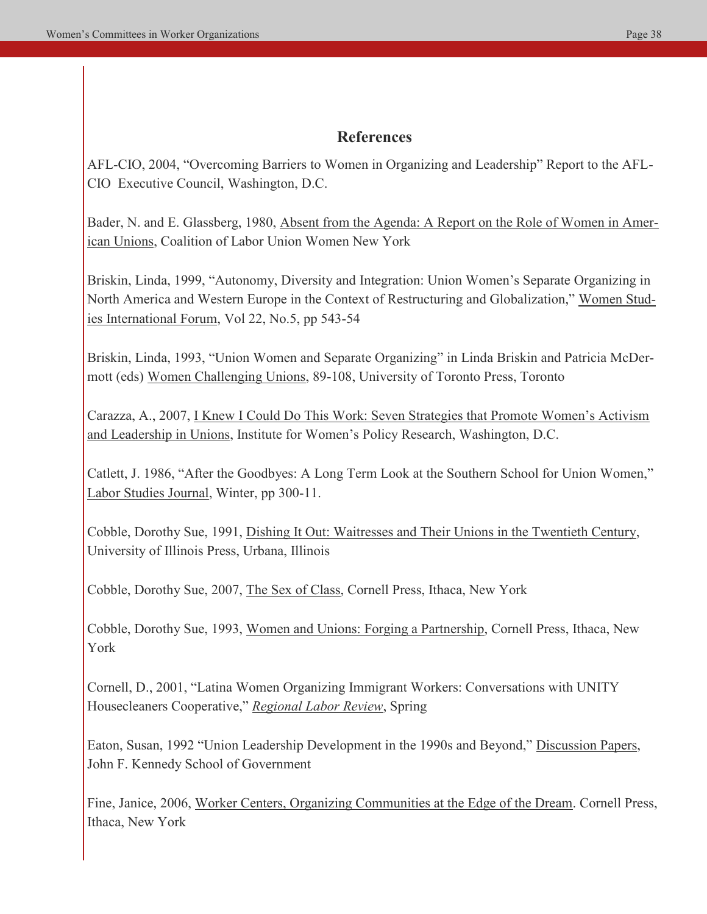## References

AFL-CIO, 2004, "Overcoming Barriers to Women in Organizing and Leadership" Report to the AFL-CIO Executive Council, Washington, D.C.

Bader, N. and E. Glassberg, 1980, Absent from the Agenda: A Report on the Role of Women in American Unions, Coalition of Labor Union Women New York

Briskin, Linda, 1999, "Autonomy, Diversity and Integration: Union Women's Separate Organizing in North America and Western Europe in the Context of Restructuring and Globalization," Women Studies International Forum, Vol 22, No.5, pp 543-54

Briskin, Linda, 1993, "Union Women and Separate Organizing" in Linda Briskin and Patricia McDermott (eds) Women Challenging Unions, 89-108, University of Toronto Press, Toronto

Carazza, A., 2007, I Knew I Could Do This Work: Seven Strategies that Promote Women's Activism and Leadership in Unions, Institute for Women's Policy Research, Washington, D.C.

Catlett, J. 1986, "After the Goodbyes: A Long Term Look at the Southern School for Union Women," Labor Studies Journal, Winter, pp 300-11.

Cobble, Dorothy Sue, 1991, Dishing It Out: Waitresses and Their Unions in the Twentieth Century, University of Illinois Press, Urbana, Illinois

Cobble, Dorothy Sue, 2007, The Sex of Class, Cornell Press, Ithaca, New York

Cobble, Dorothy Sue, 1993, Women and Unions: Forging a Partnership, Cornell Press, Ithaca, New York

Cornell, D., 2001, "Latina Women Organizing Immigrant Workers: Conversations with UNITY Housecleaners Cooperative," *Regional Labor Review*, Spring

Eaton, Susan, 1992 "Union Leadership Development in the 1990s and Beyond," Discussion Papers, John F. Kennedy School of Government

Fine, Janice, 2006, Worker Centers, Organizing Communities at the Edge of the Dream. Cornell Press, Ithaca, New York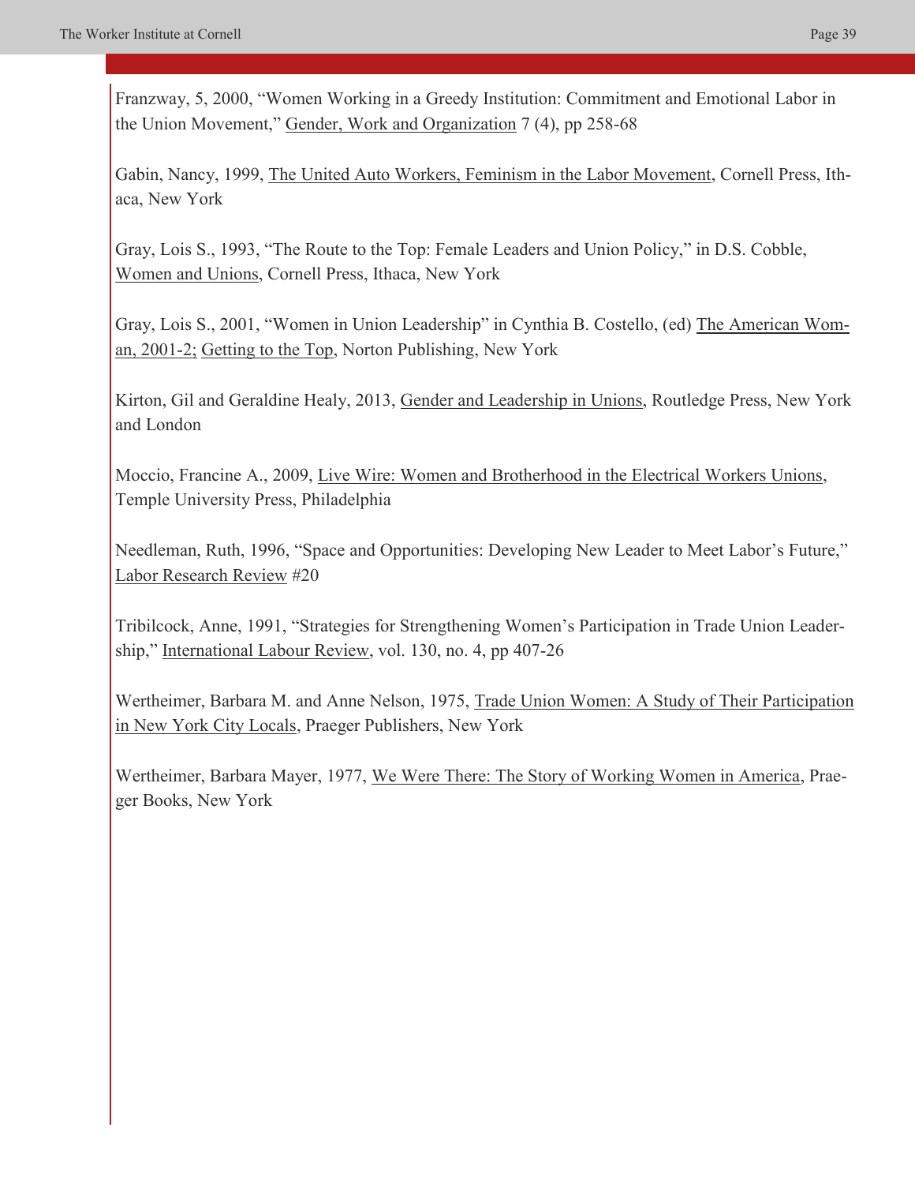Franzway, 5, 2000, “Women Working in a Greedy Institution: Commitment and Emotional Labor in the Union Movement,” Gender, Work and Organization 7 (4), pp 258-68

Gabin, Nancy, 1999, The United Auto Workers, Feminism in the Labor Movement, Cornell Press, Ithaca, New York

Gray, Lois S., 1993, “The Route to the Top: Female Leaders and Union Policy,” in D.S. Cobble, Women and Unions, Cornell Press, Ithaca, New York

Gray, Lois S., 2001, “Women in Union Leadership” in Cynthia B. Costello, (ed) The American Woman, 2001-2; Getting to the Top, Norton Publishing, New York

Kirton, Gil and Geraldine Healy, 2013, Gender and Leadership in Unions, Routledge Press, New York and London

Moccio, Francine A., 2009, Live Wire: Women and Brotherhood in the Electrical Workers Unions, Temple University Press, Philadelphia

Needleman, Ruth, 1996, “Space and Opportunities: Developing New Leader to Meet Labor’s Future,” Labor Research Review #20

Tribilcock, Anne, 1991, “Strategies for Strengthening Women’s Participation in Trade Union Leadership,” International Labour Review, vol. 130, no. 4, pp 407-26

Wertheimer, Barbara M. and Anne Nelson, 1975, Trade Union Women: A Study of Their Participation in New York City Locals, Praeger Publishers, New York

Wertheimer, Barbara Mayer, 1977, We Were There: The Story of Working Women in America, Praeger Books, New York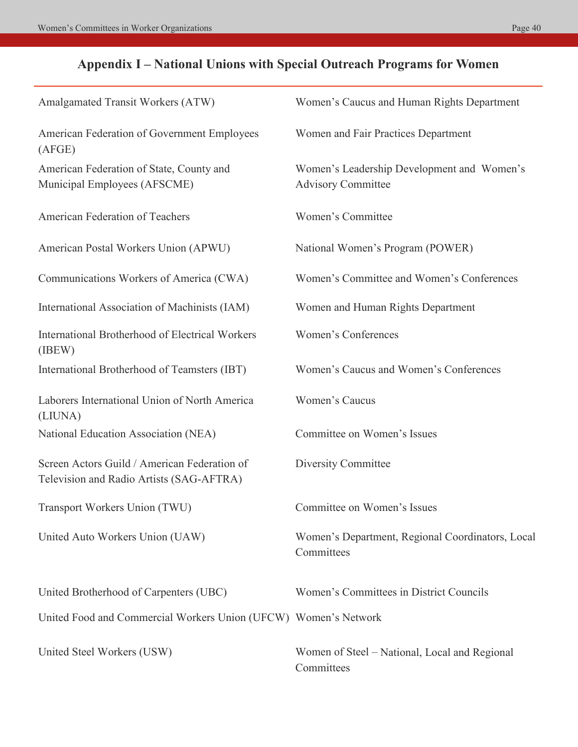## Appendix I – National Unions with Special Outreach Programs for Women

| | |
|---|---|
| Amalgamated Transit Workers (ATW) | Women's Caucus and Human Rights Department |
| American Federation of Government Employees (AFGE) | Women and Fair Practices Department |
| American Federation of State, County and Municipal Employees (AFSCME) | Women's Leadership Development and Women's Advisory Committee |
| American Federation of Teachers | Women's Committee |
| American Postal Workers Union (APWU) | National Women's Program (POWER) |
| Communications Workers of America (CWA) | Women's Committee and Women's Conferences |
| International Association of Machinists (IAM) | Women and Human Rights Department |
| International Brotherhood of Electrical Workers (IBEW) | Women's Conferences |
| International Brotherhood of Teamsters (IBT) | Women's Caucus and Women's Conferences |
| Laborers International Union of North America (LIUNA) | Women's Caucus |
| National Education Association (NEA) | Committee on Women's Issues |
| Screen Actors Guild / American Federation of Television and Radio Artists (SAG-AFTRA) | Diversity Committee |
| Transport Workers Union (TWU) | Committee on Women's Issues |
| United Auto Workers Union (UAW) | Women's Department, Regional Coordinators, Local Committees |
| United Brotherhood of Carpenters (UBC) | Women's Committees in District Councils |
| United Food and Commercial Workers Union (UFCW) | Women's Network |
| United Steel Workers (USW) | Women of Steel – National, Local and Regional Committees |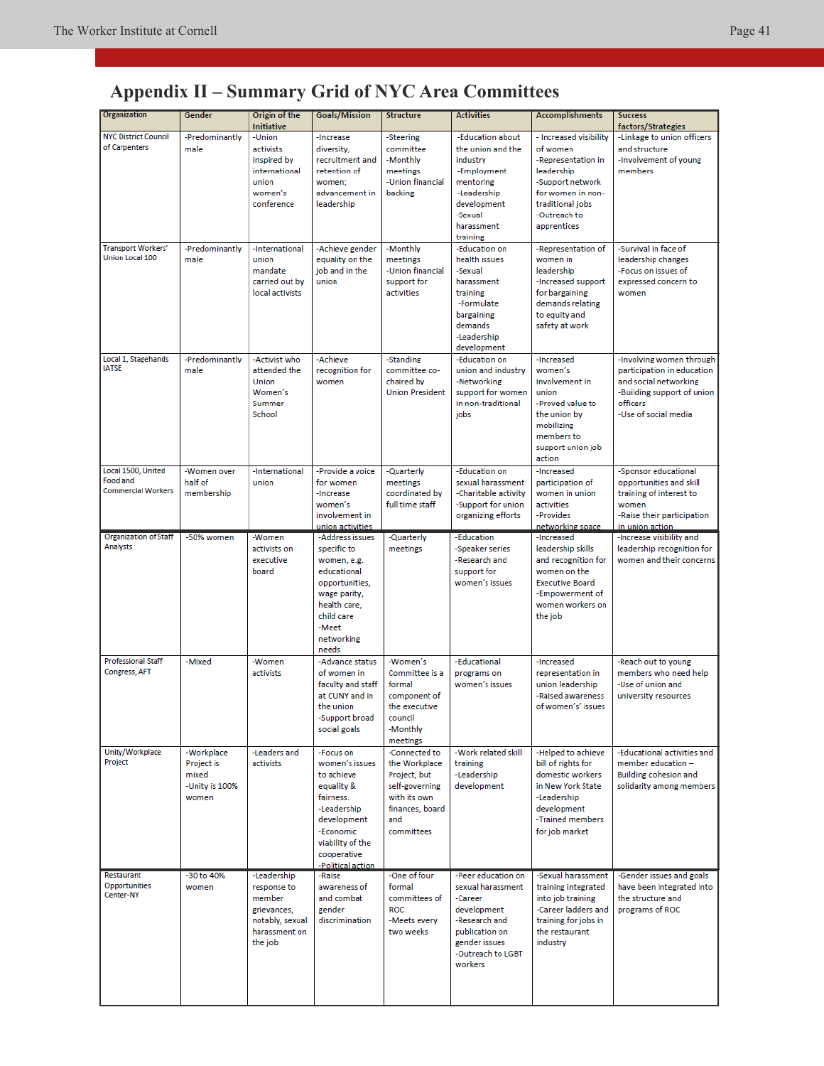# Appendix II – Summary Grid of NYC Area Committees

| Organization | Gender | Origin of the Initiative | Goals/Mission | Structure | Activities | Accomplishments | Success factors/Strategies |
|---|---|---|---|---|---|---|---|
| NYC District Council of Carpenters | -Predominantly male | -Union activists inspired by international union women's conference | -Increase diversity, recruitment and retention of women; advancement in leadership | -Steering committee -Monthly meetings -Union financial backing | -Education about the union and the industry -Employment mentoring -Leadership development -Sexual harassment training | - Increased visibility of women -Representation in leadership -Support network for women in non-traditional jobs -Outreach to apprentices | -Linkage to union officers and structure -Involvement of young members |
| Transport Workers' Union Local 100 | -Predominantly male | -International union mandate carried out by local activists | -Achieve gender equality on the job and in the union | -Monthly meetings -Union financial support for activities | -Education on health issues -Sexual harassment training -Formulate bargaining demands -Leadership development | -Representation of women in leadership -Increased support for bargaining demands relating to equity and safety at work | -Survival in face of leadership changes -Focus on issues of expressed concern to women |
| Local 1, Stagehands IATSE | -Predominantly male | -Activist who attended the Union Women's Summer School | -Achieve recognition for women | -Standing committee co-chaired by Union President | -Education on union and industry -Networking support for women in non-traditional jobs | -Increased women's involvement in union -Proved value to the union by mobilizing members to support union job action | -Involving women through participation in education and social networking -Building support of union officers -Use of social media |
| Local 1500, United Food and Commercial Workers | -Women over half of membership | -International union | -Provide a voice for women -Increase women's involvement in union activities | -Quarterly meetings coordinated by full time staff | -Education on sexual harassment -Charitable activity -Support for union organizing efforts | -Increased participation of women in union activities -Provides networking space | -Sponsor educational opportunities and skill training of interest to women -Raise their participation in union action |
| Organization of Staff Analysts | -50% women | -Women activists on executive board | -Address issues specific to women, e.g. educational opportunities, wage parity, health care, child care -Meet networking needs | -Quarterly meetings | -Education -Speaker series -Research and support for women's issues | -Increased leadership skills and recognition for women on the Executive Board -Empowerment of women workers on the job | -Increase visibility and leadership recognition for women and their concerns |
| Professional Staff Congress, AFT | -Mixed | -Women activists | -Advance status of women in faculty and staff at CUNY and in the union -Support broad social goals | -Women's Committee is a formal component of the executive council -Monthly meetings | -Educational programs on women's issues | -Increased representation in union leadership -Raised awareness of women's' issues | -Reach out to young members who need help -Use of union and university resources |
| Unity/Workplace Project | -Workplace Project is mixed -Unity is 100% women | -Leaders and activists | -Focus on women's issues to achieve equality & fairness. -Leadership development -Economic viability of the cooperative -Political action | -Connected to the Workplace Project, but self-governing with its own finances, board and committees | -Work related skill training -Leadership development | -Helped to achieve bill of rights for domestic workers in New York State -Leadership development -Trained members for job market | -Educational activities and member education – Building cohesion and solidarity among members |
| Restaurant Opportunities Center-NY | -30 to 40% women | -Leadership response to member grievances, notably, sexual harassment on the job | -Raise awareness of and combat gender discrimination | -One of four formal committees of ROC -Meets every two weeks | -Peer education on sexual harassment -Career development -Research and publication on gender issues -Outreach to LGBT workers | -Sexual harassment training integrated into job training -Career ladders and training for jobs in the restaurant industry | -Gender issues and goals have been integrated into the structure and programs of ROC |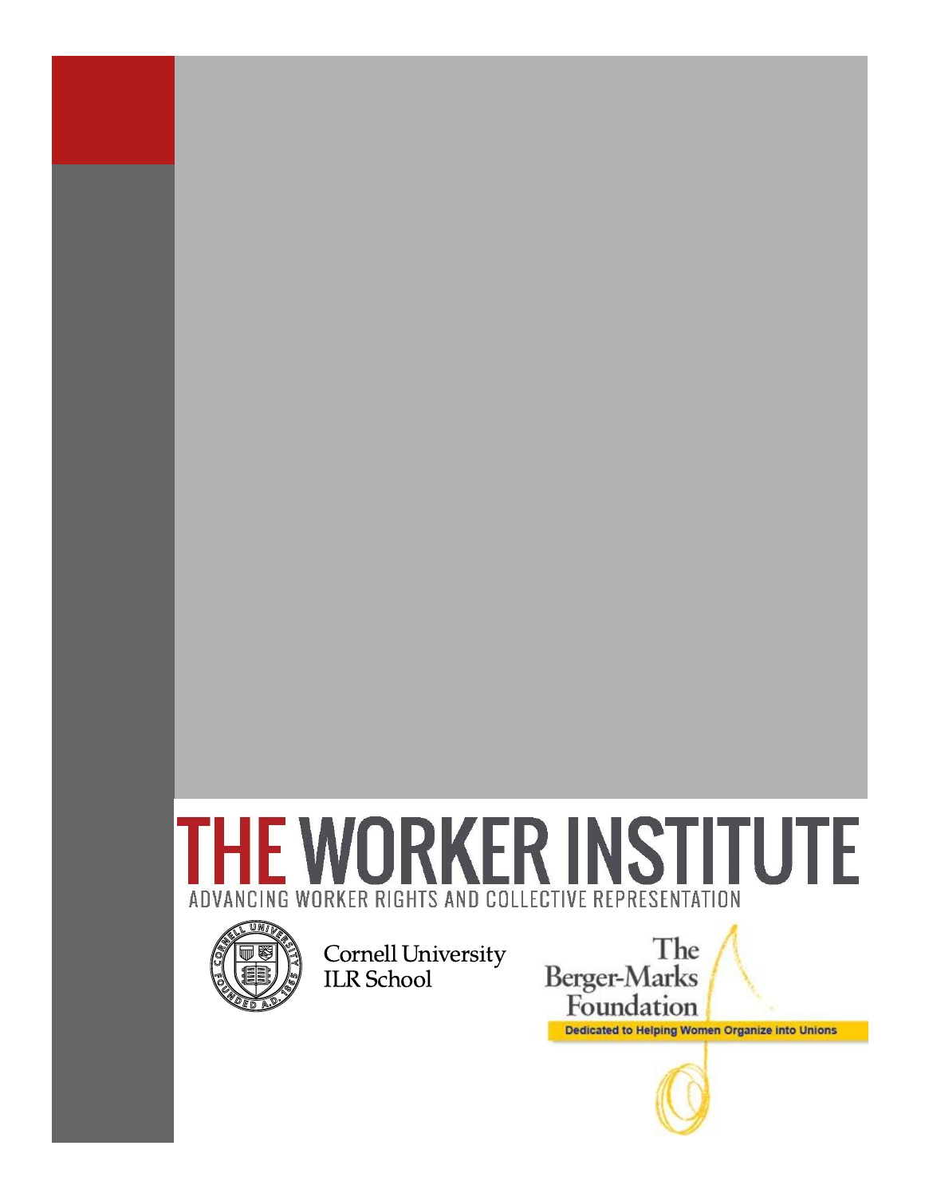# THE WORKER INSTITUTE

ADVANCING WORKER RIGHTS AND COLLECTIVE REPRESENTATION

Cornell University
ILR School

The Berger-Marks Foundation

Dedicated to Helping Women Organize into Unions